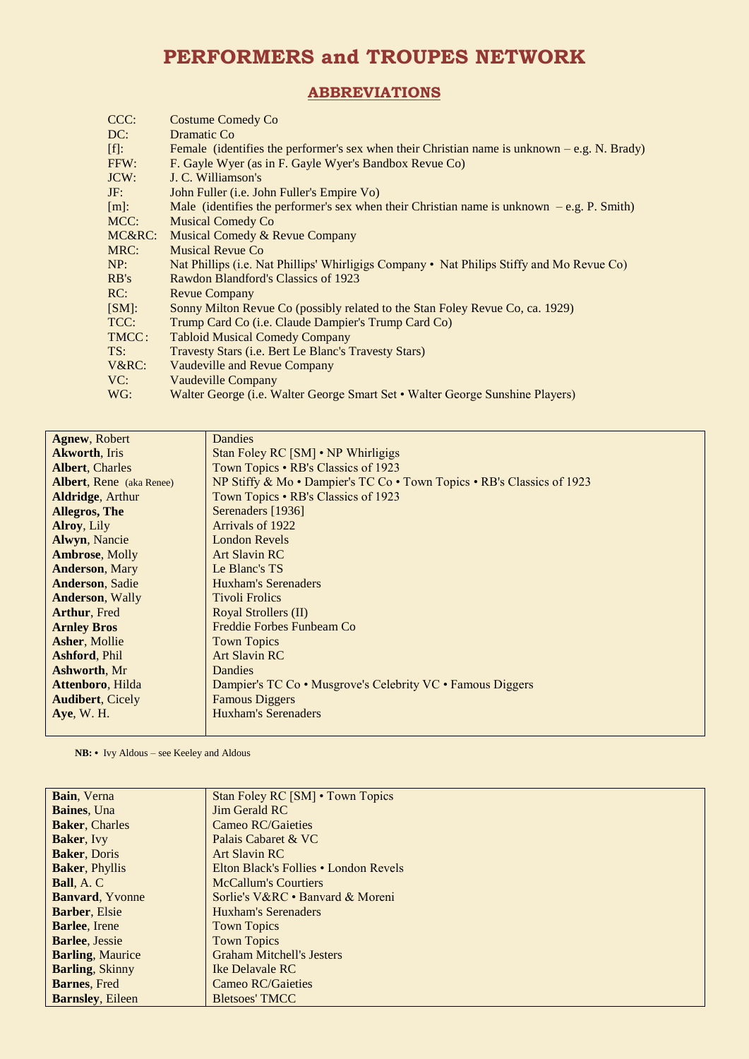# PERFORMERS and TROUPES NETWORK

## ABBREVIATIONS

| | |
|---|---|
| CCC: | Costume Comedy Co |
| DC: | Dramatic Co |
| [f]: | Female (identifies the performer's sex when their Christian name is unknown – e.g. N. Brady) |
| FFW: | F. Gayle Wyer (as in F. Gayle Wyer's Bandbox Revue Co) |
| JCW: | J. C. Williamson's |
| JF: | John Fuller (i.e. John Fuller's Empire Vo) |
| [m]: | Male (identifies the performer's sex when their Christian name is unknown – e.g. P. Smith) |
| MCC: | Musical Comedy Co |
| MC&RC: | Musical Comedy & Revue Company |
| MRC: | Musical Revue Co |
| NP: | Nat Phillips (i.e. Nat Phillips' Whirligigs Company • Nat Philips Stiffy and Mo Revue Co) |
| RB's | Rawdon Blandford's Classics of 1923 |
| RC: | Revue Company |
| [SM]: | Sonny Milton Revue Co (possibly related to the Stan Foley Revue Co, ca. 1929) |
| TCC: | Trump Card Co (i.e. Claude Dampier's Trump Card Co) |
| TMCC: | Tabloid Musical Comedy Company |
| TS: | Travesty Stars (i.e. Bert Le Blanc's Travesty Stars) |
| V&RC: | Vaudeville and Revue Company |
| VC: | Vaudeville Company |
| WG: | Walter George (i.e. Walter George Smart Set • Walter George Sunshine Players) |

| | |
|---|---|
| **Agnew**, Robert | Dandies |
| **Akworth**, Iris | Stan Foley RC [SM] • NP Whirligigs |
| **Albert**, Charles | Town Topics • RB's Classics of 1923 |
| **Albert**, Rene (aka Renee) | NP Stiffy & Mo • Dampier's TC Co • Town Topics • RB's Classics of 1923 |
| **Aldridge**, Arthur | Town Topics • RB's Classics of 1923 |
| **Allegros, The** | Serenaders [1936] |
| **Alroy**, Lily | Arrivals of 1922 |
| **Alwyn**, Nancie | London Revels |
| **Ambrose**, Molly | Art Slavin RC |
| **Anderson**, Mary | Le Blanc's TS |
| **Anderson**, Sadie | Huxham's Serenaders |
| **Anderson**, Wally | Tivoli Frolics |
| **Arthur**, Fred | Royal Strollers (II) |
| **Arnley Bros** | Freddie Forbes Funbeam Co |
| **Asher**, Mollie | Town Topics |
| **Ashford**, Phil | Art Slavin RC |
| **Ashworth**, Mr | Dandies |
| **Attenboro**, Hilda | Dampier's TC Co • Musgrove's Celebrity VC • Famous Diggers |
| **Audibert**, Cicely | Famous Diggers |
| **Aye**, W. H. | Huxham's Serenaders |

**NB:** • Ivy Aldous – see Keeley and Aldous

| | |
|---|---|
| **Bain**, Verna | Stan Foley RC [SM] • Town Topics |
| **Baines**, Una | Jim Gerald RC |
| **Baker**, Charles | Cameo RC/Gaieties |
| **Baker**, Ivy | Palais Cabaret & VC |
| **Baker**, Doris | Art Slavin RC |
| **Baker**, Phyllis | Elton Black's Follies • London Revels |
| **Ball**, A. C | McCallum's Courtiers |
| **Banvard**, Yvonne | Sorlie's V&RC • Banvard & Moreni |
| **Barber**, Elsie | Huxham's Serenaders |
| **Barlee**, Irene | Town Topics |
| **Barlee**, Jessie | Town Topics |
| **Barling**, Maurice | Graham Mitchell's Jesters |
| **Barling**, Skinny | Ike Delavale RC |
| **Barnes**, Fred | Cameo RC/Gaieties |
| **Barnsley**, Eileen | Bletsoes' TMCC |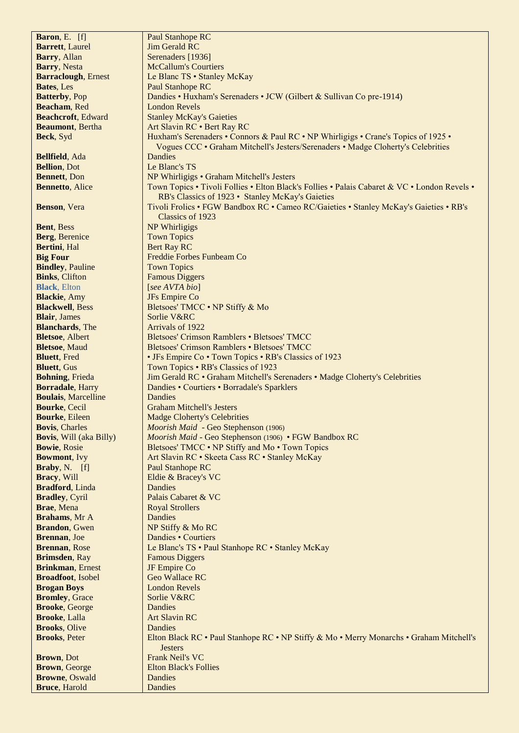| | |
|---|---|
| **Baron**, E. [f] | Paul Stanhope RC |
| **Barrett**, Laurel | Jim Gerald RC |
| **Barry**, Allan | Serenaders [1936] |
| **Barry**, Nesta | McCallum's Courtiers |
| **Barraclough**, Ernest | Le Blanc TS • Stanley McKay |
| **Bates**, Les | Paul Stanhope RC |
| **Batterby**, Pop | Dandies • Huxham's Serenaders • JCW (Gilbert & Sullivan Co pre-1914) |
| **Beacham**, Red | London Revels |
| **Beachcroft**, Edward | Stanley McKay's Gaieties |
| **Beaumont**, Bertha | Art Slavin RC • Bert Ray RC |
| **Beck**, Syd | Huxham's Serenaders • Connors & Paul RC • NP Whirligigs • Crane's Topics of 1925 • Vogues CCC • Graham Mitchell's Jesters/Serenaders • Madge Cloherty's Celebrities |
| **Bellfield**, Ada | Dandies |
| **Bellion**, Dot | Le Blanc's TS |
| **Bennett**, Don | NP Whirligigs • Graham Mitchell's Jesters |
| **Bennetto**, Alice | Town Topics • Tivoli Follies • Elton Black's Follies • Palais Cabaret & VC • London Revels • RB's Classics of 1923 • Stanley McKay's Gaieties |
| **Benson**, Vera | Tivoli Frolics • FGW Bandbox RC • Cameo RC/Gaieties • Stanley McKay's Gaieties • RB's Classics of 1923 |
| **Bent**, Bess | NP Whirligigs |
| **Berg**, Berenice | Town Topics |
| **Bertini**, Hal | Bert Ray RC |
| **Big Four** | Freddie Forbes Funbeam Co |
| **Bindley**, Pauline | Town Topics |
| **Binks**, Clifton | Famous Diggers |
| **Black**, Elton | [*see AVTA bio*] |
| **Blackie**, Amy | JFs Empire Co |
| **Blackwell**, Bess | Bletsoes' TMCC • NP Stiffy & Mo |
| **Blair**, James | Sorlie V&RC |
| **Blanchards**, The | Arrivals of 1922 |
| **Bletsoe**, Albert | Bletsoes' Crimson Ramblers • Bletsoes' TMCC |
| **Bletsoe**, Maud | Bletsoes' Crimson Ramblers • Bletsoes' TMCC |
| **Bluett**, Fred | • JFs Empire Co • Town Topics • RB's Classics of 1923 |
| **Bluett**, Gus | Town Topics • RB's Classics of 1923 |
| **Bohning**, Frieda | Jim Gerald RC • Graham Mitchell's Serenaders • Madge Cloherty's Celebrities |
| **Borradale**, Harry | Dandies • Courtiers • Borradale's Sparklers |
| **Boulais**, Marcelline | Dandies |
| **Bourke**, Cecil | Graham Mitchell's Jesters |
| **Bourke**, Eileen | Madge Cloherty's Celebrities |
| **Bovis**, Charles | *Moorish Maid* - Geo Stephenson (1906) |
| **Bovis**, Will (aka Billy) | *Moorish Maid* - Geo Stephenson (1906) • FGW Bandbox RC |
| **Bowie**, Rosie | Bletsoes' TMCC • NP Stiffy and Mo • Town Topics |
| **Bowmont**, Ivy | Art Slavin RC • Skeeta Cass RC • Stanley McKay |
| **Braby**, N. [f] | Paul Stanhope RC |
| **Bracy**, Will | Eldie & Bracey's VC |
| **Bradford**, Linda | Dandies |
| **Bradley**, Cyril | Palais Cabaret & VC |
| **Brae**, Mena | Royal Strollers |
| **Brahams**, Mr A | Dandies |
| **Brandon**, Gwen | NP Stiffy & Mo RC |
| **Brennan**, Joe | Dandies • Courtiers |
| **Brennan**, Rose | Le Blanc's TS • Paul Stanhope RC • Stanley McKay |
| **Brimsden**, Ray | Famous Diggers |
| **Brinkman**, Ernest | JF Empire Co |
| **Broadfoot**, Isobel | Geo Wallace RC |
| **Brogan Boys** | London Revels |
| **Bromley**, Grace | Sorlie V&RC |
| **Brooke**, George | Dandies |
| **Brooke**, Lalla | Art Slavin RC |
| **Brooks**, Olive | Dandies |
| **Brooks**, Peter | Elton Black RC • Paul Stanhope RC • NP Stiffy & Mo • Merry Monarchs • Graham Mitchell's Jesters |
| **Brown**, Dot | Frank Neil's VC |
| **Brown**, George | Elton Black's Follies |
| **Browne**, Oswald | Dandies |
| **Bruce**, Harold | Dandies |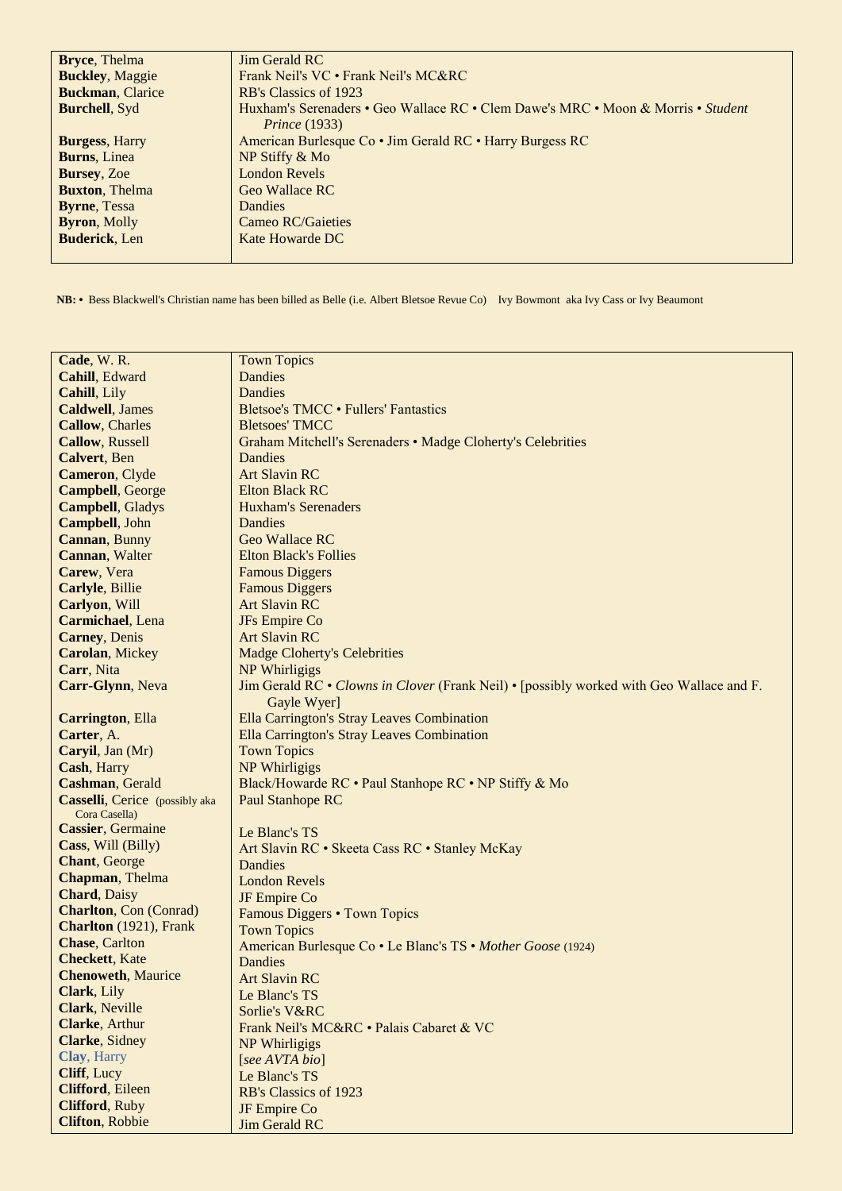| | |
|---|---|
| **Bryce**, Thelma | Jim Gerald RC |
| **Buckley**, Maggie | Frank Neil's VC • Frank Neil's MC&RC |
| **Buckman**, Clarice | RB's Classics of 1923 |
| **Burchell**, Syd | Huxham's Serenaders • Geo Wallace RC • Clem Dawe's MRC • Moon & Morris • *Student Prince* (1933) |
| **Burgess**, Harry | American Burlesque Co • Jim Gerald RC • Harry Burgess RC |
| **Burns**, Linea | NP Stiffy & Mo |
| **Bursey**, Zoe | London Revels |
| **Buxton**, Thelma | Geo Wallace RC |
| **Byrne**, Tessa | Dandies |
| **Byron**, Molly | Cameo RC/Gaieties |
| **Buderick**, Len | Kate Howarde DC |

**NB:** • Bess Blackwell's Christian name has been billed as Belle (i.e. Albert Bletsoe Revue Co) Ivy Bowmont aka Ivy Cass or Ivy Beaumont

| | |
|---|---|
| **Cade**, W. R. | Town Topics |
| **Cahill**, Edward | Dandies |
| **Cahill**, Lily | Dandies |
| **Caldwell**, James | Bletsoe's TMCC • Fullers' Fantastics |
| **Callow**, Charles | Bletsoes' TMCC |
| **Callow**, Russell | Graham Mitchell's Serenaders • Madge Cloherty's Celebrities |
| **Calvert**, Ben | Dandies |
| **Cameron**, Clyde | Art Slavin RC |
| **Campbell**, George | Elton Black RC |
| **Campbell**, Gladys | Huxham's Serenaders |
| **Campbell**, John | Dandies |
| **Cannan**, Bunny | Geo Wallace RC |
| **Cannan**, Walter | Elton Black's Follies |
| **Carew**, Vera | Famous Diggers |
| **Carlyle**, Billie | Famous Diggers |
| **Carlyon**, Will | Art Slavin RC |
| **Carmichael**, Lena | JFs Empire Co |
| **Carney**, Denis | Art Slavin RC |
| **Carolan**, Mickey | Madge Cloherty's Celebrities |
| **Carr**, Nita | NP Whirligigs |
| **Carr-Glynn**, Neva | Jim Gerald RC • *Clowns in Clover* (Frank Neil) • [possibly worked with Geo Wallace and F. Gayle Wyer] |
| **Carrington**, Ella | Ella Carrington's Stray Leaves Combination |
| **Carter**, A. | Ella Carrington's Stray Leaves Combination |
| **Caryil**, Jan (Mr) | Town Topics |
| **Cash**, Harry | NP Whirligigs |
| **Cashman**, Gerald | Black/Howarde RC • Paul Stanhope RC • NP Stiffy & Mo |
| **Casselli**, Cerice (possibly aka Cora Casella) | Paul Stanhope RC |
| **Cassier**, Germaine | Le Blanc's TS |
| **Cass**, Will (Billy) | Art Slavin RC • Skeeta Cass RC • Stanley McKay |
| **Chant**, George | Dandies |
| **Chapman**, Thelma | London Revels |
| **Chard**, Daisy | JF Empire Co |
| **Charlton**, Con (Conrad) | Famous Diggers • Town Topics |
| **Charlton** (1921), Frank | Town Topics |
| **Chase**, Carlton | American Burlesque Co • Le Blanc's TS • *Mother Goose* (1924) |
| **Checkett**, Kate | Dandies |
| **Chenoweth**, Maurice | Art Slavin RC |
| **Clark**, Lily | Le Blanc's TS |
| **Clark**, Neville | Sorlie's V&RC |
| **Clarke**, Arthur | Frank Neil's MC&RC • Palais Cabaret & VC |
| **Clarke**, Sidney | NP Whirligigs |
| **Clay**, Harry | [*see AVTA bio*] |
| **Cliff**, Lucy | Le Blanc's TS |
| **Clifford**, Eileen | RB's Classics of 1923 |
| **Clifford**, Ruby | JF Empire Co |
| **Clifton**, Robbie | Jim Gerald RC |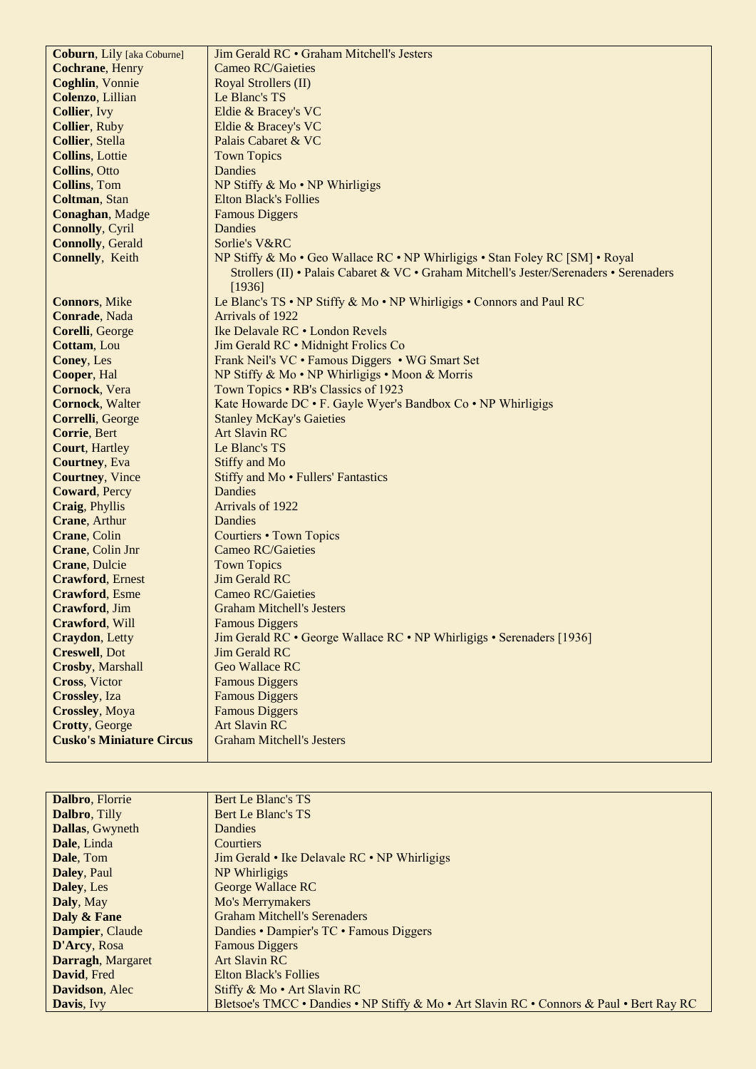| | |
|---|---|
| **Coburn**, Lily [aka Coburne] | Jim Gerald RC • Graham Mitchell's Jesters |
| **Cochrane**, Henry | Cameo RC/Gaieties |
| **Coghlin**, Vonnie | Royal Strollers (II) |
| **Colenzo**, Lillian | Le Blanc's TS |
| **Collier**, Ivy | Eldie & Bracey's VC |
| **Collier**, Ruby | Eldie & Bracey's VC |
| **Collier**, Stella | Palais Cabaret & VC |
| **Collins**, Lottie | Town Topics |
| **Collins**, Otto | Dandies |
| **Collins**, Tom | NP Stiffy & Mo • NP Whirligigs |
| **Coltman**, Stan | Elton Black's Follies |
| **Conaghan**, Madge | Famous Diggers |
| **Connolly**, Cyril | Dandies |
| **Connolly**, Gerald | Sorlie's V&RC |
| **Connelly**, Keith | NP Stiffy & Mo • Geo Wallace RC • NP Whirligigs • Stan Foley RC [SM] • Royal Strollers (II) • Palais Cabaret & VC • Graham Mitchell's Jester/Serenaders • Serenaders [1936] |
| **Connors**, Mike | Le Blanc's TS • NP Stiffy & Mo • NP Whirligigs • Connors and Paul RC |
| **Conrade**, Nada | Arrivals of 1922 |
| **Corelli**, George | Ike Delavale RC • London Revels |
| **Cottam**, Lou | Jim Gerald RC • Midnight Frolics Co |
| **Coney**, Les | Frank Neil's VC • Famous Diggers • WG Smart Set |
| **Cooper**, Hal | NP Stiffy & Mo • NP Whirligigs • Moon & Morris |
| **Cornock**, Vera | Town Topics • RB's Classics of 1923 |
| **Cornock**, Walter | Kate Howarde DC • F. Gayle Wyer's Bandbox Co • NP Whirligigs |
| **Correlli**, George | Stanley McKay's Gaieties |
| **Corrie**, Bert | Art Slavin RC |
| **Court**, Hartley | Le Blanc's TS |
| **Courtney**, Eva | Stiffy and Mo |
| **Courtney**, Vince | Stiffy and Mo • Fullers' Fantastics |
| **Coward**, Percy | Dandies |
| **Craig**, Phyllis | Arrivals of 1922 |
| **Crane**, Arthur | Dandies |
| **Crane**, Colin | Courtiers • Town Topics |
| **Crane**, Colin Jnr | Cameo RC/Gaieties |
| **Crane**, Dulcie | Town Topics |
| **Crawford**, Ernest | Jim Gerald RC |
| **Crawford**, Esme | Cameo RC/Gaieties |
| **Crawford**, Jim | Graham Mitchell's Jesters |
| **Crawford**, Will | Famous Diggers |
| **Craydon**, Letty | Jim Gerald RC • George Wallace RC • NP Whirligigs • Serenaders [1936] |
| **Creswell**, Dot | Jim Gerald RC |
| **Crosby**, Marshall | Geo Wallace RC |
| **Cross**, Victor | Famous Diggers |
| **Crossley**, Iza | Famous Diggers |
| **Crossley**, Moya | Famous Diggers |
| **Crotty**, George | Art Slavin RC |
| **Cusko's Miniature Circus** | Graham Mitchell's Jesters |

| | |
|---|---|
| **Dalbro**, Florrie | Bert Le Blanc's TS |
| **Dalbro**, Tilly | Bert Le Blanc's TS |
| **Dallas**, Gwyneth | Dandies |
| **Dale**, Linda | Courtiers |
| **Dale**, Tom | Jim Gerald • Ike Delavale RC • NP Whirligigs |
| **Daley**, Paul | NP Whirligigs |
| **Daley**, Les | George Wallace RC |
| **Daly**, May | Mo's Merrymakers |
| **Daly & Fane** | Graham Mitchell's Serenaders |
| **Dampier**, Claude | Dandies • Dampier's TC • Famous Diggers |
| **D'Arcy**, Rosa | Famous Diggers |
| **Darragh**, Margaret | Art Slavin RC |
| **David**, Fred | Elton Black's Follies |
| **Davidson**, Alec | Stiffy & Mo • Art Slavin RC |
| **Davis**, Ivy | Bletsoe's TMCC • Dandies • NP Stiffy & Mo • Art Slavin RC • Connors & Paul • Bert Ray RC |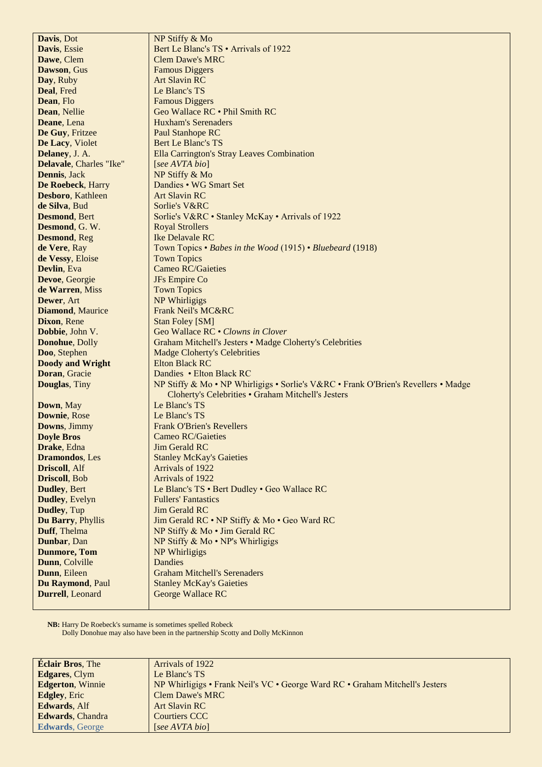| | |
|---|---|
| **Davis**, Dot | NP Stiffy & Mo |
| **Davis**, Essie | Bert Le Blanc's TS • Arrivals of 1922 |
| **Dawe**, Clem | Clem Dawe's MRC |
| **Dawson**, Gus | Famous Diggers |
| **Day**, Ruby | Art Slavin RC |
| **Deal**, Fred | Le Blanc's TS |
| **Dean**, Flo | Famous Diggers |
| **Dean**, Nellie | Geo Wallace RC • Phil Smith RC |
| **Deane**, Lena | Huxham's Serenaders |
| **De Guy**, Fritzee | Paul Stanhope RC |
| **De Lacy**, Violet | Bert Le Blanc's TS |
| **Delaney**, J. A. | Ella Carrington's Stray Leaves Combination |
| **Delavale**, Charles "Ike" | [*see AVTA bio*] |
| **Dennis**, Jack | NP Stiffy & Mo |
| **De Roebeck**, Harry | Dandies • WG Smart Set |
| **Desboro**, Kathleen | Art Slavin RC |
| **de Silva**, Bud | Sorlie's V&RC |
| **Desmond**, Bert | Sorlie's V&RC • Stanley McKay • Arrivals of 1922 |
| **Desmond**, G. W. | Royal Strollers |
| **Desmond**, Reg | Ike Delavale RC |
| **de Vere**, Ray | Town Topics • *Babes in the Wood* (1915) • *Bluebeard* (1918) |
| **de Vessy**, Eloise | Town Topics |
| **Devlin**, Eva | Cameo RC/Gaieties |
| **Devoe**, Georgie | JFs Empire Co |
| **de Warren**, Miss | Town Topics |
| **Dewer**, Art | NP Whirligigs |
| **Diamond**, Maurice | Frank Neil's MC&RC |
| **Dixon**, Rene | Stan Foley [SM] |
| **Dobbie**, John V. | Geo Wallace RC • *Clowns in Clover* |
| **Donohue**, Dolly | Graham Mitchell's Jesters • Madge Cloherty's Celebrities |
| **Doo**, Stephen | Madge Cloherty's Celebrities |
| **Doody and Wright** | Elton Black RC |
| **Doran**, Gracie | Dandies • Elton Black RC |
| **Douglas**, Tiny | NP Stiffy & Mo • NP Whirligigs • Sorlie's V&RC • Frank O'Brien's Revellers • Madge Cloherty's Celebrities • Graham Mitchell's Jesters |
| **Down**, May | Le Blanc's TS |
| **Downie**, Rose | Le Blanc's TS |
| **Downs**, Jimmy | Frank O'Brien's Revellers |
| **Doyle Bros** | Cameo RC/Gaieties |
| **Drake**, Edna | Jim Gerald RC |
| **Dramondos**, Les | Stanley McKay's Gaieties |
| **Driscoll**, Alf | Arrivals of 1922 |
| **Driscoll**, Bob | Arrivals of 1922 |
| **Dudley**, Bert | Le Blanc's TS • Bert Dudley • Geo Wallace RC |
| **Dudley**, Evelyn | Fullers' Fantastics |
| **Dudley**, Tup | Jim Gerald RC |
| **Du Barry**, Phyllis | Jim Gerald RC • NP Stiffy & Mo • Geo Ward RC |
| **Duff**, Thelma | NP Stiffy & Mo • Jim Gerald RC |
| **Dunbar**, Dan | NP Stiffy & Mo • NP's Whirligigs |
| **Dunmore, Tom** | NP Whirligigs |
| **Dunn**, Colville | Dandies |
| **Dunn**, Eileen | Graham Mitchell's Serenaders |
| **Du Raymond**, Paul | Stanley McKay's Gaieties |
| **Durrell**, Leonard | George Wallace RC |

**NB:** Harry De Roebeck's surname is sometimes spelled Robeck
Dolly Donohue may also have been in the partnership Scotty and Dolly McKinnon

| | |
|---|---|
| **Éclair Bros**, The | Arrivals of 1922 |
| **Edgares**, Clym | Le Blanc's TS |
| **Edgerton**, Winnie | NP Whirligigs • Frank Neil's VC • George Ward RC • Graham Mitchell's Jesters |
| **Edgley**, Eric | Clem Dawe's MRC |
| **Edwards**, Alf | Art Slavin RC |
| **Edwards**, Chandra | Courtiers CCC |
| **Edwards**, George | [*see AVTA bio*] |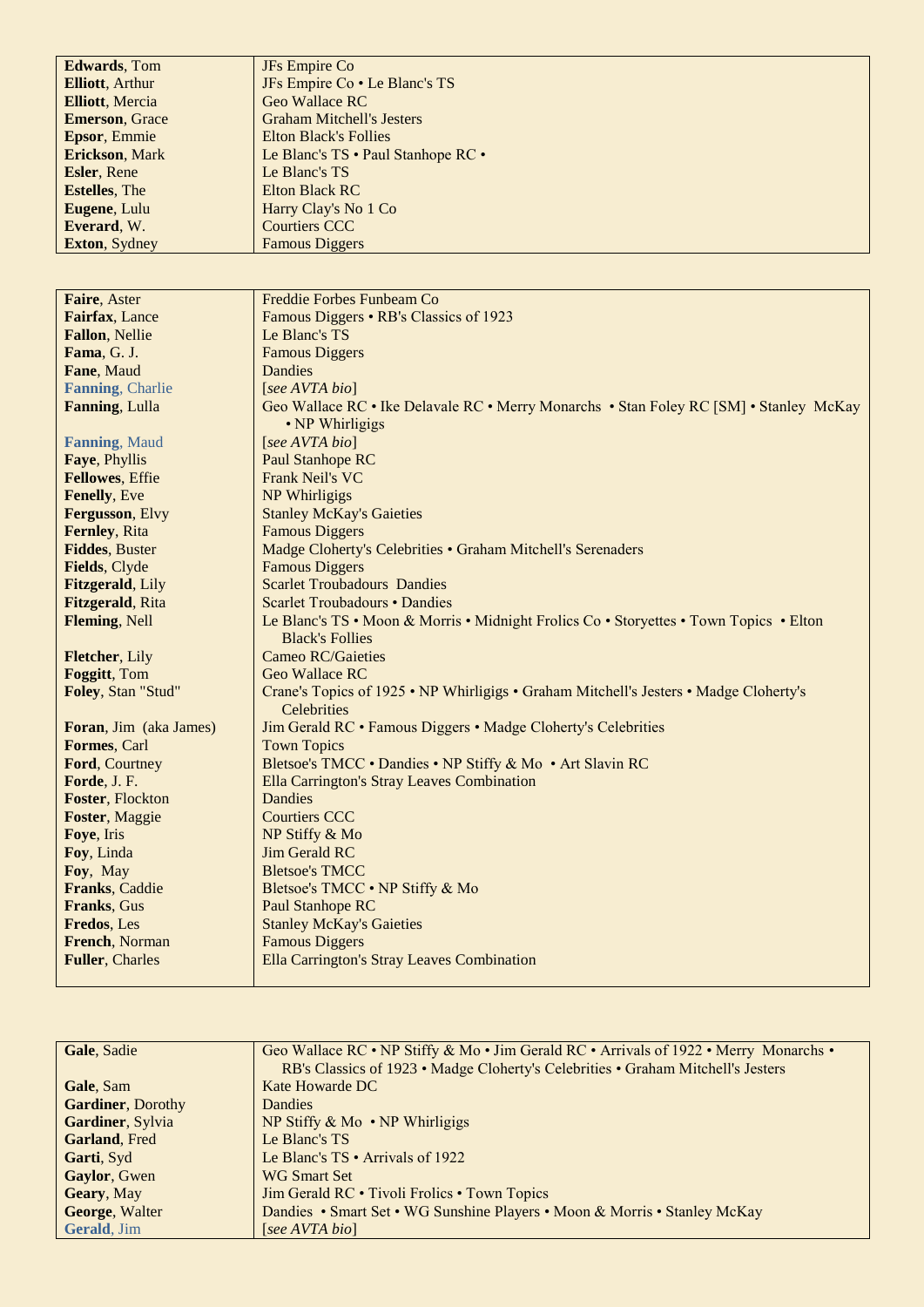| | |
|---|---|
| **Edwards**, Tom | JFs Empire Co |
| **Elliott**, Arthur | JFs Empire Co • Le Blanc's TS |
| **Elliott**, Mercia | Geo Wallace RC |
| **Emerson**, Grace | Graham Mitchell's Jesters |
| **Epsor**, Emmie | Elton Black's Follies |
| **Erickson**, Mark | Le Blanc's TS • Paul Stanhope RC • |
| **Esler**, Rene | Le Blanc's TS |
| **Estelles**, The | Elton Black RC |
| **Eugene**, Lulu | Harry Clay's No 1 Co |
| **Everard**, W. | Courtiers CCC |
| **Exton**, Sydney | Famous Diggers |

| | |
|---|---|
| **Faire**, Aster | Freddie Forbes Funbeam Co |
| **Fairfax**, Lance | Famous Diggers • RB's Classics of 1923 |
| **Fallon**, Nellie | Le Blanc's TS |
| **Fama**, G. J. | Famous Diggers |
| **Fane**, Maud | Dandies |
| **Fanning**, Charlie | [*see AVTA bio*] |
| **Fanning**, Lulla | Geo Wallace RC • Ike Delavale RC • Merry Monarchs • Stan Foley RC [SM] • Stanley McKay • NP Whirligigs |
| **Fanning**, Maud | [*see AVTA bio*] |
| **Faye**, Phyllis | Paul Stanhope RC |
| **Fellowes**, Effie | Frank Neil's VC |
| **Fenelly**, Eve | NP Whirligigs |
| **Fergusson**, Elvy | Stanley McKay's Gaieties |
| **Fernley**, Rita | Famous Diggers |
| **Fiddes**, Buster | Madge Cloherty's Celebrities • Graham Mitchell's Serenaders |
| **Fields**, Clyde | Famous Diggers |
| **Fitzgerald**, Lily | Scarlet Troubadours Dandies |
| **Fitzgerald**, Rita | Scarlet Troubadours • Dandies |
| **Fleming**, Nell | Le Blanc's TS • Moon & Morris • Midnight Frolics Co • Storyettes • Town Topics • Elton Black's Follies |
| **Fletcher**, Lily | Cameo RC/Gaieties |
| **Foggitt**, Tom | Geo Wallace RC |
| **Foley**, Stan "Stud" | Crane's Topics of 1925 • NP Whirligigs • Graham Mitchell's Jesters • Madge Cloherty's Celebrities |
| **Foran**, Jim (aka James) | Jim Gerald RC • Famous Diggers • Madge Cloherty's Celebrities |
| **Formes**, Carl | Town Topics |
| **Ford**, Courtney | Bletsoe's TMCC • Dandies • NP Stiffy & Mo • Art Slavin RC |
| **Forde**, J. F. | Ella Carrington's Stray Leaves Combination |
| **Foster**, Flockton | Dandies |
| **Foster**, Maggie | Courtiers CCC |
| **Foye**, Iris | NP Stiffy & Mo |
| **Foy**, Linda | Jim Gerald RC |
| **Foy**, May | Bletsoe's TMCC |
| **Franks**, Caddie | Bletsoe's TMCC • NP Stiffy & Mo |
| **Franks**, Gus | Paul Stanhope RC |
| **Fredos**, Les | Stanley McKay's Gaieties |
| **French**, Norman | Famous Diggers |
| **Fuller**, Charles | Ella Carrington's Stray Leaves Combination |

| | |
|---|---|
| **Gale**, Sadie | Geo Wallace RC • NP Stiffy & Mo • Jim Gerald RC • Arrivals of 1922 • Merry Monarchs • RB's Classics of 1923 • Madge Cloherty's Celebrities • Graham Mitchell's Jesters |
| **Gale**, Sam | Kate Howarde DC |
| **Gardiner**, Dorothy | Dandies |
| **Gardiner**, Sylvia | NP Stiffy & Mo • NP Whirligigs |
| **Garland**, Fred | Le Blanc's TS |
| **Garti**, Syd | Le Blanc's TS • Arrivals of 1922 |
| **Gaylor**, Gwen | WG Smart Set |
| **Geary**, May | Jim Gerald RC • Tivoli Frolics • Town Topics |
| **George**, Walter | Dandies • Smart Set • WG Sunshine Players • Moon & Morris • Stanley McKay |
| **Gerald**, Jim | [*see AVTA bio*] |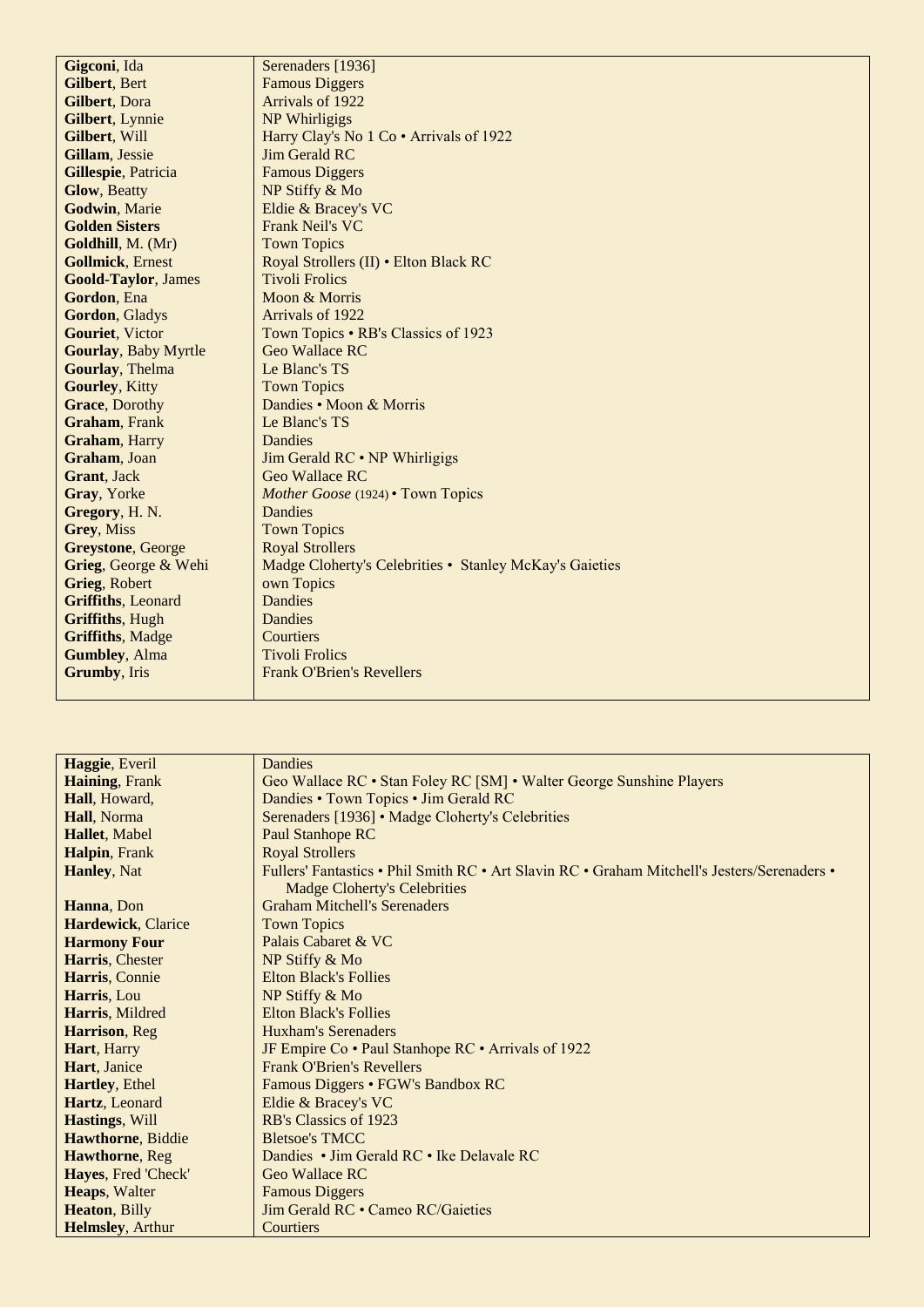| | |
|---|---|
| **Gigconi**, Ida | Serenaders [1936] |
| **Gilbert**, Bert | Famous Diggers |
| **Gilbert**, Dora | Arrivals of 1922 |
| **Gilbert**, Lynnie | NP Whirligigs |
| **Gilbert**, Will | Harry Clay's No 1 Co • Arrivals of 1922 |
| **Gillam**, Jessie | Jim Gerald RC |
| **Gillespie**, Patricia | Famous Diggers |
| **Glow**, Beatty | NP Stiffy & Mo |
| **Godwin**, Marie | Eldie & Bracey's VC |
| **Golden Sisters** | Frank Neil's VC |
| **Goldhill**, M. (Mr) | Town Topics |
| **Gollmick**, Ernest | Royal Strollers (II) • Elton Black RC |
| **Goold-Taylor**, James | Tivoli Frolics |
| **Gordon**, Ena | Moon & Morris |
| **Gordon**, Gladys | Arrivals of 1922 |
| **Gouriet**, Victor | Town Topics • RB's Classics of 1923 |
| **Gourlay**, Baby Myrtle | Geo Wallace RC |
| **Gourlay**, Thelma | Le Blanc's TS |
| **Gourley**, Kitty | Town Topics |
| **Grace**, Dorothy | Dandies • Moon & Morris |
| **Graham**, Frank | Le Blanc's TS |
| **Graham**, Harry | Dandies |
| **Graham**, Joan | Jim Gerald RC • NP Whirligigs |
| **Grant**, Jack | Geo Wallace RC |
| **Gray**, Yorke | *Mother Goose* (1924) • Town Topics |
| **Gregory**, H. N. | Dandies |
| **Grey**, Miss | Town Topics |
| **Greystone**, George | Royal Strollers |
| **Grieg**, George & Wehi | Madge Cloherty's Celebrities • Stanley McKay's Gaieties |
| **Grieg**, Robert | own Topics |
| **Griffiths**, Leonard | Dandies |
| **Griffiths**, Hugh | Dandies |
| **Griffiths**, Madge | Courtiers |
| **Gumbley**, Alma | Tivoli Frolics |
| **Grumby**, Iris | Frank O'Brien's Revellers |

| | |
|---|---|
| **Haggie**, Everil | Dandies |
| **Haining**, Frank | Geo Wallace RC • Stan Foley RC [SM] • Walter George Sunshine Players |
| **Hall**, Howard, | Dandies • Town Topics • Jim Gerald RC |
| **Hall**, Norma | Serenaders [1936] • Madge Cloherty's Celebrities |
| **Hallet**, Mabel | Paul Stanhope RC |
| **Halpin**, Frank | Royal Strollers |
| **Hanley**, Nat | Fullers' Fantastics • Phil Smith RC • Art Slavin RC • Graham Mitchell's Jesters/Serenaders • Madge Cloherty's Celebrities |
| **Hanna**, Don | Graham Mitchell's Serenaders |
| **Hardewick**, Clarice | Town Topics |
| **Harmony Four** | Palais Cabaret & VC |
| **Harris**, Chester | NP Stiffy & Mo |
| **Harris**, Connie | Elton Black's Follies |
| **Harris**, Lou | NP Stiffy & Mo |
| **Harris**, Mildred | Elton Black's Follies |
| **Harrison**, Reg | Huxham's Serenaders |
| **Hart**, Harry | JF Empire Co • Paul Stanhope RC • Arrivals of 1922 |
| **Hart**, Janice | Frank O'Brien's Revellers |
| **Hartley**, Ethel | Famous Diggers • FGW's Bandbox RC |
| **Hartz**, Leonard | Eldie & Bracey's VC |
| **Hastings**, Will | RB's Classics of 1923 |
| **Hawthorne**, Biddie | Bletsoe's TMCC |
| **Hawthorne**, Reg | Dandies • Jim Gerald RC • Ike Delavale RC |
| **Hayes**, Fred 'Check' | Geo Wallace RC |
| **Heaps**, Walter | Famous Diggers |
| **Heaton**, Billy | Jim Gerald RC • Cameo RC/Gaieties |
| **Helmsley**, Arthur | Courtiers |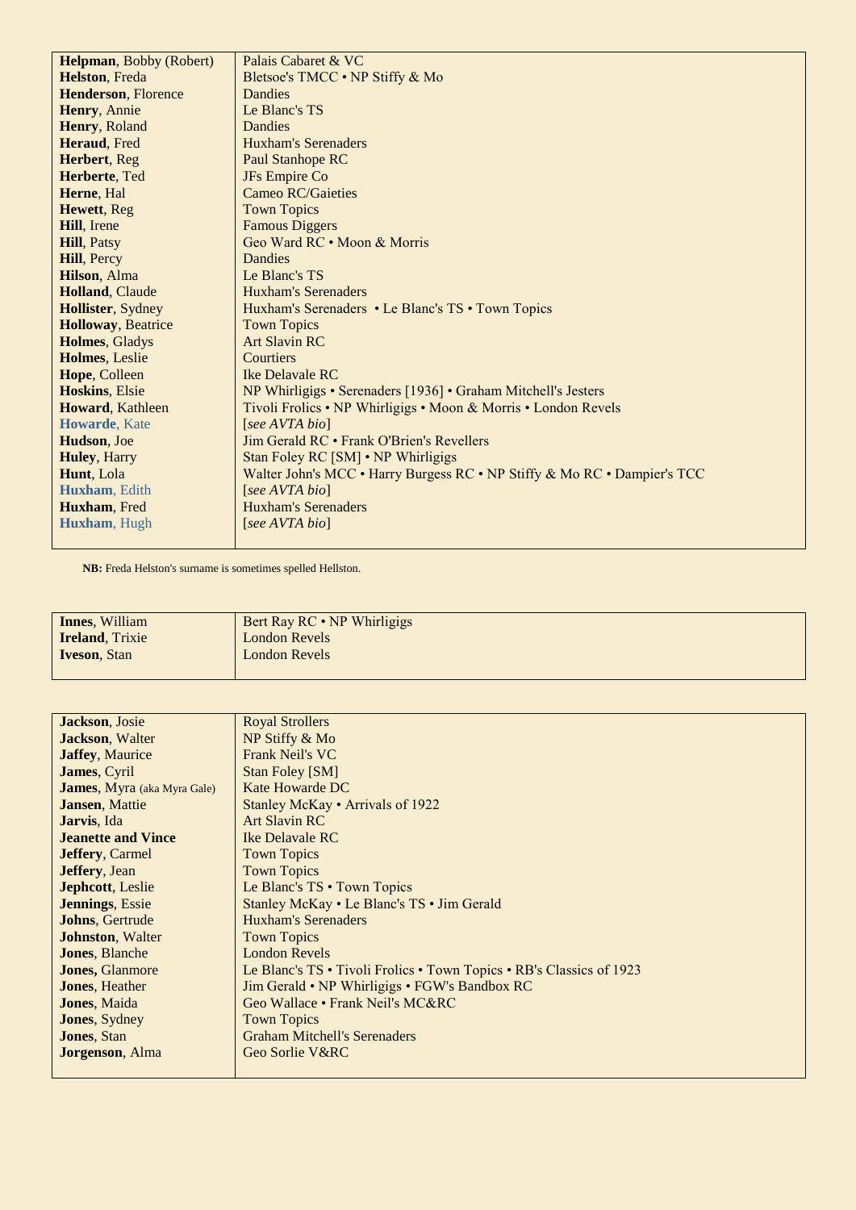| | |
|---|---|
| **Helpman**, Bobby (Robert) | Palais Cabaret & VC |
| **Helston**, Freda | Bletsoe's TMCC • NP Stiffy & Mo |
| **Henderson**, Florence | Dandies |
| **Henry**, Annie | Le Blanc's TS |
| **Henry**, Roland | Dandies |
| **Heraud**, Fred | Huxham's Serenaders |
| **Herbert**, Reg | Paul Stanhope RC |
| **Herberte**, Ted | JFs Empire Co |
| **Herne**, Hal | Cameo RC/Gaieties |
| **Hewett**, Reg | Town Topics |
| **Hill**, Irene | Famous Diggers |
| **Hill**, Patsy | Geo Ward RC • Moon & Morris |
| **Hill**, Percy | Dandies |
| **Hilson**, Alma | Le Blanc's TS |
| **Holland**, Claude | Huxham's Serenaders |
| **Hollister**, Sydney | Huxham's Serenaders • Le Blanc's TS • Town Topics |
| **Holloway**, Beatrice | Town Topics |
| **Holmes**, Gladys | Art Slavin RC |
| **Holmes**, Leslie | Courtiers |
| **Hope**, Colleen | Ike Delavale RC |
| **Hoskins**, Elsie | NP Whirligigs • Serenaders [1936] • Graham Mitchell's Jesters |
| **Howard**, Kathleen | Tivoli Frolics • NP Whirligigs • Moon & Morris • London Revels |
| **Howarde**, Kate | [*see AVTA bio*] |
| **Hudson**, Joe | Jim Gerald RC • Frank O'Brien's Revellers |
| **Huley**, Harry | Stan Foley RC [SM] • NP Whirligigs |
| **Hunt**, Lola | Walter John's MCC • Harry Burgess RC • NP Stiffy & Mo RC • Dampier's TCC |
| **Huxham**, Edith | [*see AVTA bio*] |
| **Huxham**, Fred | Huxham's Serenaders |
| **Huxham**, Hugh | [*see AVTA bio*] |

**NB:** Freda Helston's surname is sometimes spelled Hellston.

| | |
|---|---|
| **Innes**, William | Bert Ray RC • NP Whirligigs |
| **Ireland**, Trixie | London Revels |
| **Iveson**, Stan | London Revels |

| | |
|---|---|
| **Jackson**, Josie | Royal Strollers |
| **Jackson**, Walter | NP Stiffy & Mo |
| **Jaffey**, Maurice | Frank Neil's VC |
| **James**, Cyril | Stan Foley [SM] |
| **James**, Myra (aka Myra Gale) | Kate Howarde DC |
| **Jansen**, Mattie | Stanley McKay • Arrivals of 1922 |
| **Jarvis**, Ida | Art Slavin RC |
| **Jeanette and Vince** | Ike Delavale RC |
| **Jeffery**, Carmel | Town Topics |
| **Jeffery**, Jean | Town Topics |
| **Jephcott**, Leslie | Le Blanc's TS • Town Topics |
| **Jennings**, Essie | Stanley McKay • Le Blanc's TS • Jim Gerald |
| **Johns**, Gertrude | Huxham's Serenaders |
| **Johnston**, Walter | Town Topics |
| **Jones**, Blanche | London Revels |
| **Jones,** Glanmore | Le Blanc's TS • Tivoli Frolics • Town Topics • RB's Classics of 1923 |
| **Jones**, Heather | Jim Gerald • NP Whirligigs • FGW's Bandbox RC |
| **Jones**, Maida | Geo Wallace • Frank Neil's MC&RC |
| **Jones**, Sydney | Town Topics |
| **Jones**, Stan | Graham Mitchell's Serenaders |
| **Jorgenson**, Alma | Geo Sorlie V&RC |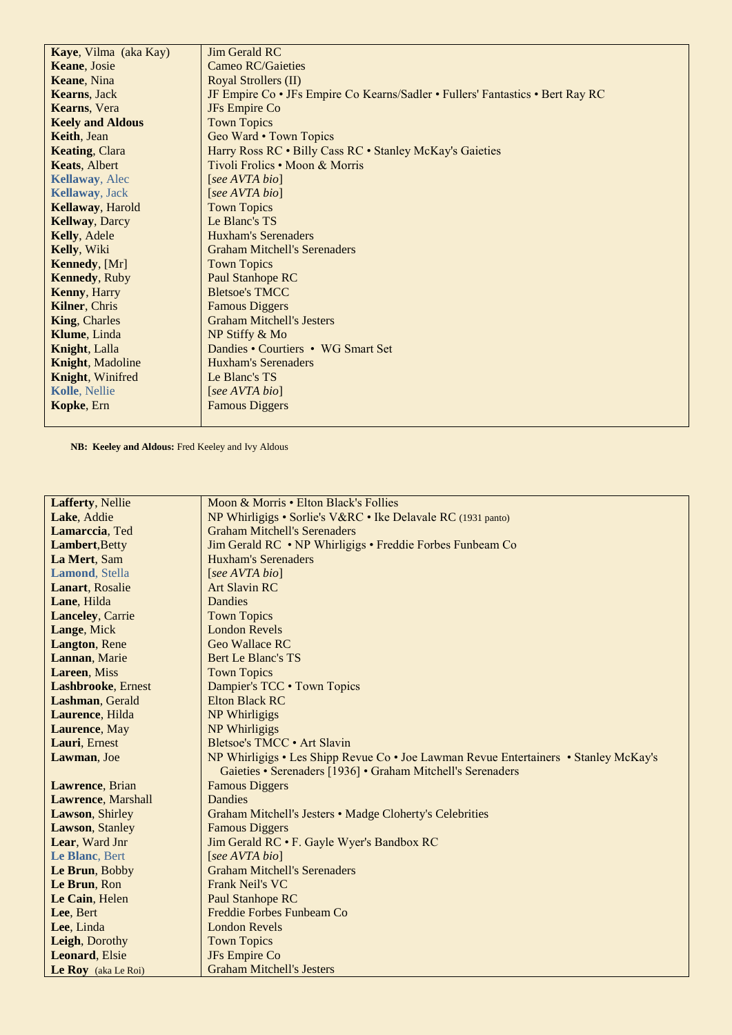| | |
|---|---|
| **Kaye**, Vilma (aka Kay) | Jim Gerald RC |
| **Keane**, Josie | Cameo RC/Gaieties |
| **Keane**, Nina | Royal Strollers (II) |
| **Kearns**, Jack | JF Empire Co • JFs Empire Co Kearns/Sadler • Fullers' Fantastics • Bert Ray RC |
| **Kearns**, Vera | JFs Empire Co |
| **Keely and Aldous** | Town Topics |
| **Keith**, Jean | Geo Ward • Town Topics |
| **Keating**, Clara | Harry Ross RC • Billy Cass RC • Stanley McKay's Gaieties |
| **Keats**, Albert | Tivoli Frolics • Moon & Morris |
| **Kellaway**, Alec | [*see AVTA bio*] |
| **Kellaway**, Jack | [*see AVTA bio*] |
| **Kellaway**, Harold | Town Topics |
| **Kellway**, Darcy | Le Blanc's TS |
| **Kelly**, Adele | Huxham's Serenaders |
| **Kelly**, Wiki | Graham Mitchell's Serenaders |
| **Kennedy**, [Mr] | Town Topics |
| **Kennedy**, Ruby | Paul Stanhope RC |
| **Kenny**, Harry | Bletsoe's TMCC |
| **Kilner**, Chris | Famous Diggers |
| **King**, Charles | Graham Mitchell's Jesters |
| **Klume**, Linda | NP Stiffy & Mo |
| **Knight**, Lalla | Dandies • Courtiers • WG Smart Set |
| **Knight**, Madoline | Huxham's Serenaders |
| **Knight**, Winifred | Le Blanc's TS |
| **Kolle**, Nellie | [*see AVTA bio*] |
| **Kopke**, Ern | Famous Diggers |

**NB: Keeley and Aldous:** Fred Keeley and Ivy Aldous

| | |
|---|---|
| **Lafferty**, Nellie | Moon & Morris • Elton Black's Follies |
| **Lake**, Addie | NP Whirligigs • Sorlie's V&RC • Ike Delavale RC (1931 panto) |
| **Lamarccia**, Ted | Graham Mitchell's Serenaders |
| **Lambert**,Betty | Jim Gerald RC • NP Whirligigs • Freddie Forbes Funbeam Co |
| **La Mert**, Sam | Huxham's Serenaders |
| **Lamond**, Stella | [*see AVTA bio*] |
| **Lanart**, Rosalie | Art Slavin RC |
| **Lane**, Hilda | Dandies |
| **Lanceley**, Carrie | Town Topics |
| **Lange**, Mick | London Revels |
| **Langton**, Rene | Geo Wallace RC |
| **Lannan**, Marie | Bert Le Blanc's TS |
| **Lareen**, Miss | Town Topics |
| **Lashbrooke**, Ernest | Dampier's TCC • Town Topics |
| **Lashman**, Gerald | Elton Black RC |
| **Laurence**, Hilda | NP Whirligigs |
| **Laurence**, May | NP Whirligigs |
| **Lauri**, Ernest | Bletsoe's TMCC • Art Slavin |
| **Lawman**, Joe | NP Whirligigs • Les Shipp Revue Co • Joe Lawman Revue Entertainers • Stanley McKay's Gaieties • Serenaders [1936] • Graham Mitchell's Serenaders |
| **Lawrence**, Brian | Famous Diggers |
| **Lawrence**, Marshall | Dandies |
| **Lawson**, Shirley | Graham Mitchell's Jesters • Madge Cloherty's Celebrities |
| **Lawson**, Stanley | Famous Diggers |
| **Lear**, Ward Jnr | Jim Gerald RC • F. Gayle Wyer's Bandbox RC |
| **Le Blanc**, Bert | [*see AVTA bio*] |
| **Le Brun**, Bobby | Graham Mitchell's Serenaders |
| **Le Brun**, Ron | Frank Neil's VC |
| **Le Cain**, Helen | Paul Stanhope RC |
| **Lee**, Bert | Freddie Forbes Funbeam Co |
| **Lee**, Linda | London Revels |
| **Leigh**, Dorothy | Town Topics |
| **Leonard**, Elsie | JFs Empire Co |
| **Le Roy** (aka Le Roi) | Graham Mitchell's Jesters |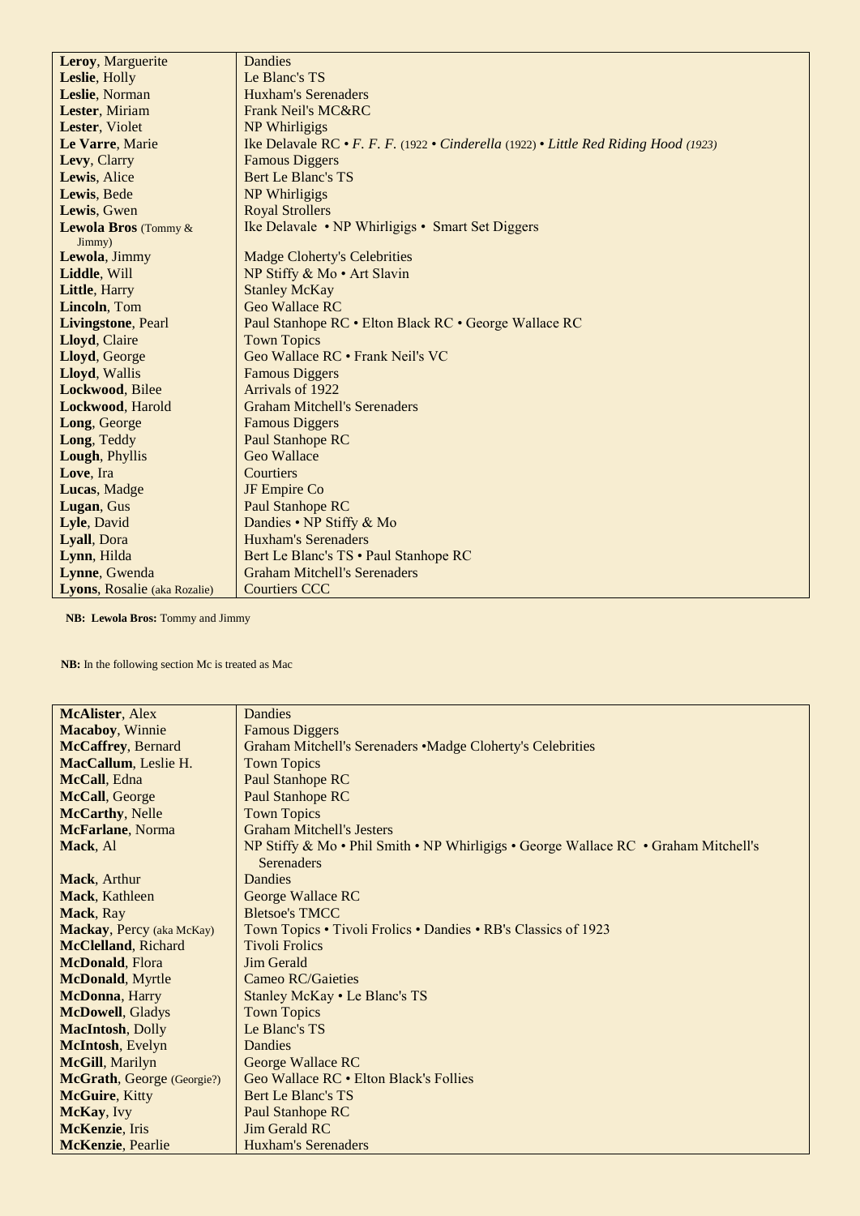| | |
|---|---|
| **Leroy**, Marguerite | Dandies |
| **Leslie**, Holly | Le Blanc's TS |
| **Leslie**, Norman | Huxham's Serenaders |
| **Lester**, Miriam | Frank Neil's MC&RC |
| **Lester**, Violet | NP Whirligigs |
| **Le Varre**, Marie | Ike Delavale RC • *F. F. F.* (1922 • *Cinderella* (1922) • *Little Red Riding Hood* (1923) |
| **Levy**, Clarry | Famous Diggers |
| **Lewis**, Alice | Bert Le Blanc's TS |
| **Lewis**, Bede | NP Whirligigs |
| **Lewis**, Gwen | Royal Strollers |
| **Lewola Bros** (Tommy & Jimmy) | Ike Delavale • NP Whirligigs • Smart Set Diggers |
| **Lewola**, Jimmy | Madge Cloherty's Celebrities |
| **Liddle**, Will | NP Stiffy & Mo • Art Slavin |
| **Little**, Harry | Stanley McKay |
| **Lincoln**, Tom | Geo Wallace RC |
| **Livingstone**, Pearl | Paul Stanhope RC • Elton Black RC • George Wallace RC |
| **Lloyd**, Claire | Town Topics |
| **Lloyd**, George | Geo Wallace RC • Frank Neil's VC |
| **Lloyd**, Wallis | Famous Diggers |
| **Lockwood**, Bilee | Arrivals of 1922 |
| **Lockwood**, Harold | Graham Mitchell's Serenaders |
| **Long**, George | Famous Diggers |
| **Long**, Teddy | Paul Stanhope RC |
| **Lough**, Phyllis | Geo Wallace |
| **Love**, Ira | Courtiers |
| **Lucas**, Madge | JF Empire Co |
| **Lugan**, Gus | Paul Stanhope RC |
| **Lyle**, David | Dandies • NP Stiffy & Mo |
| **Lyall**, Dora | Huxham's Serenaders |
| **Lynn**, Hilda | Bert Le Blanc's TS • Paul Stanhope RC |
| **Lynne**, Gwenda | Graham Mitchell's Serenaders |
| **Lyons**, Rosalie (aka Rozalie) | Courtiers CCC |

**NB: Lewola Bros:** Tommy and Jimmy

**NB:** In the following section Mc is treated as Mac

| | |
|---|---|
| **McAlister**, Alex | Dandies |
| **Macaboy**, Winnie | Famous Diggers |
| **McCaffrey**, Bernard | Graham Mitchell's Serenaders •Madge Cloherty's Celebrities |
| **MacCallum**, Leslie H. | Town Topics |
| **McCall**, Edna | Paul Stanhope RC |
| **McCall**, George | Paul Stanhope RC |
| **McCarthy**, Nelle | Town Topics |
| **McFarlane**, Norma | Graham Mitchell's Jesters |
| **Mack**, Al | NP Stiffy & Mo • Phil Smith • NP Whirligigs • George Wallace RC • Graham Mitchell's Serenaders |
| **Mack**, Arthur | Dandies |
| **Mack**, Kathleen | George Wallace RC |
| **Mack**, Ray | Bletsoe's TMCC |
| **Mackay**, Percy (aka McKay) | Town Topics • Tivoli Frolics • Dandies • RB's Classics of 1923 |
| **McClelland**, Richard | Tivoli Frolics |
| **McDonald**, Flora | Jim Gerald |
| **McDonald**, Myrtle | Cameo RC/Gaieties |
| **McDonna**, Harry | Stanley McKay • Le Blanc's TS |
| **McDowell**, Gladys | Town Topics |
| **MacIntosh**, Dolly | Le Blanc's TS |
| **McIntosh**, Evelyn | Dandies |
| **McGill**, Marilyn | George Wallace RC |
| **McGrath**, George (Georgie?) | Geo Wallace RC • Elton Black's Follies |
| **McGuire**, Kitty | Bert Le Blanc's TS |
| **McKay**, Ivy | Paul Stanhope RC |
| **McKenzie**, Iris | Jim Gerald RC |
| **McKenzie**, Pearlie | Huxham's Serenaders |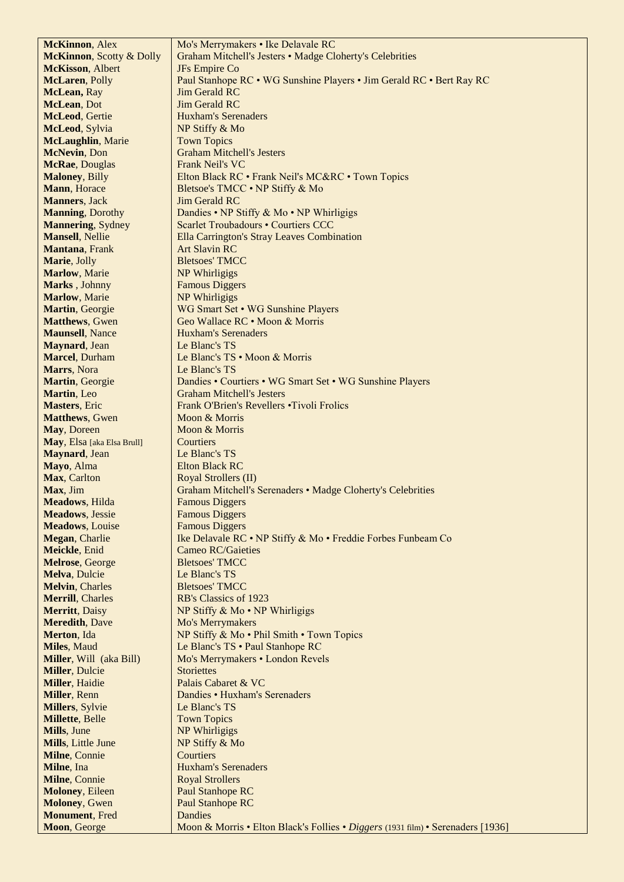| | |
|---|---|
| **McKinnon**, Alex | Mo's Merrymakers • Ike Delavale RC |
| **McKinnon**, Scotty & Dolly | Graham Mitchell's Jesters • Madge Cloherty's Celebrities |
| **McKisson**, Albert | JFs Empire Co |
| **McLaren**, Polly | Paul Stanhope RC • WG Sunshine Players • Jim Gerald RC • Bert Ray RC |
| **McLean,** Ray | Jim Gerald RC |
| **McLean**, Dot | Jim Gerald RC |
| **McLeod**, Gertie | Huxham's Serenaders |
| **McLeod**, Sylvia | NP Stiffy & Mo |
| **McLaughlin**, Marie | Town Topics |
| **McNevin**, Don | Graham Mitchell's Jesters |
| **McRae**, Douglas | Frank Neil's VC |
| **Maloney**, Billy | Elton Black RC • Frank Neil's MC&RC • Town Topics |
| **Mann**, Horace | Bletsoe's TMCC • NP Stiffy & Mo |
| **Manners**, Jack | Jim Gerald RC |
| **Manning**, Dorothy | Dandies • NP Stiffy & Mo • NP Whirligigs |
| **Mannering**, Sydney | Scarlet Troubadours • Courtiers CCC |
| **Mansell**, Nellie | Ella Carrington's Stray Leaves Combination |
| **Mantana**, Frank | Art Slavin RC |
| **Marie**, Jolly | Bletsoes' TMCC |
| **Marlow**, Marie | NP Whirligigs |
| **Marks** , Johnny | Famous Diggers |
| **Marlow**, Marie | NP Whirligigs |
| **Martin**, Georgie | WG Smart Set • WG Sunshine Players |
| **Matthews**, Gwen | Geo Wallace RC • Moon & Morris |
| **Maunsell**, Nance | Huxham's Serenaders |
| **Maynard**, Jean | Le Blanc's TS |
| **Marcel**, Durham | Le Blanc's TS • Moon & Morris |
| **Marrs**, Nora | Le Blanc's TS |
| **Martin**, Georgie | Dandies • Courtiers • WG Smart Set • WG Sunshine Players |
| **Martin**, Leo | Graham Mitchell's Jesters |
| **Masters**, Eric | Frank O'Brien's Revellers •Tivoli Frolics |
| **Matthews**, Gwen | Moon & Morris |
| **May**, Doreen | Moon & Morris |
| **May**, Elsa [aka Elsa Brull] | Courtiers |
| **Maynard**, Jean | Le Blanc's TS |
| **Mayo**, Alma | Elton Black RC |
| **Max**, Carlton | Royal Strollers (II) |
| **Max**, Jim | Graham Mitchell's Serenaders • Madge Cloherty's Celebrities |
| **Meadows**, Hilda | Famous Diggers |
| **Meadows**, Jessie | Famous Diggers |
| **Meadows**, Louise | Famous Diggers |
| **Megan**, Charlie | Ike Delavale RC • NP Stiffy & Mo • Freddie Forbes Funbeam Co |
| **Meickle**, Enid | Cameo RC/Gaieties |
| **Melrose**, George | Bletsoes' TMCC |
| **Melva**, Dulcie | Le Blanc's TS |
| **Melvin**, Charles | Bletsoes' TMCC |
| **Merrill**, Charles | RB's Classics of 1923 |
| **Merritt**, Daisy | NP Stiffy & Mo • NP Whirligigs |
| **Meredith**, Dave | Mo's Merrymakers |
| **Merton**, Ida | NP Stiffy & Mo • Phil Smith • Town Topics |
| **Miles**, Maud | Le Blanc's TS • Paul Stanhope RC |
| **Miller**, Will (aka Bill) | Mo's Merrymakers • London Revels |
| **Miller**, Dulcie | Storiettes |
| **Miller**, Haidie | Palais Cabaret & VC |
| **Miller**, Renn | Dandies • Huxham's Serenaders |
| **Millers**, Sylvie | Le Blanc's TS |
| **Millette**, Belle | Town Topics |
| **Mills**, June | NP Whirligigs |
| **Mills**, Little June | NP Stiffy & Mo |
| **Milne**, Connie | Courtiers |
| **Milne**, Ina | Huxham's Serenaders |
| **Milne**, Connie | Royal Strollers |
| **Moloney**, Eileen | Paul Stanhope RC |
| **Moloney**, Gwen | Paul Stanhope RC |
| **Monument**, Fred | Dandies |
| **Moon**, George | Moon & Morris • Elton Black's Follies • *Diggers* (1931 film) • Serenaders [1936] |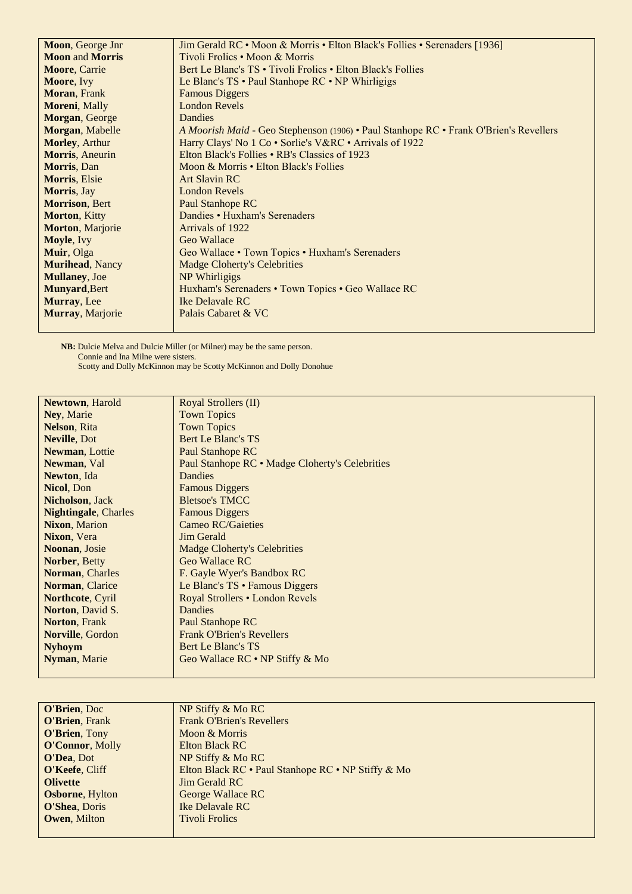| | |
|---|---|
| **Moon**, George Jnr | Jim Gerald RC • Moon & Morris • Elton Black's Follies • Serenaders [1936] |
| **Moon** and **Morris** | Tivoli Frolics • Moon & Morris |
| **Moore**, Carrie | Bert Le Blanc's TS • Tivoli Frolics • Elton Black's Follies |
| **Moore**, Ivy | Le Blanc's TS • Paul Stanhope RC • NP Whirligigs |
| **Moran**, Frank | Famous Diggers |
| **Moreni**, Mally | London Revels |
| **Morgan**, George | Dandies |
| **Morgan**, Mabelle | *A Moorish Maid* - Geo Stephenson (1906) • Paul Stanhope RC • Frank O'Brien's Revellers |
| **Morley**, Arthur | Harry Clays' No 1 Co • Sorlie's V&RC • Arrivals of 1922 |
| **Morris**, Aneurin | Elton Black's Follies • RB's Classics of 1923 |
| **Morris**, Dan | Moon & Morris • Elton Black's Follies |
| **Morris**, Elsie | Art Slavin RC |
| **Morris**, Jay | London Revels |
| **Morrison**, Bert | Paul Stanhope RC |
| **Morton**, Kitty | Dandies • Huxham's Serenaders |
| **Morton**, Marjorie | Arrivals of 1922 |
| **Moyle**, Ivy | Geo Wallace |
| **Muir**, Olga | Geo Wallace • Town Topics • Huxham's Serenaders |
| **Murihead**, Nancy | Madge Cloherty's Celebrities |
| **Mullaney**, Joe | NP Whirligigs |
| **Munyard**,Bert | Huxham's Serenaders • Town Topics • Geo Wallace RC |
| **Murray**, Lee | Ike Delavale RC |
| **Murray**, Marjorie | Palais Cabaret & VC |

**NB:** Dulcie Melva and Dulcie Miller (or Milner) may be the same person.
Connie and Ina Milne were sisters.
Scotty and Dolly McKinnon may be Scotty McKinnon and Dolly Donohue

| | |
|---|---|
| **Newtown**, Harold | Royal Strollers (II) |
| **Ney**, Marie | Town Topics |
| **Nelson**, Rita | Town Topics |
| **Neville**, Dot | Bert Le Blanc's TS |
| **Newman**, Lottie | Paul Stanhope RC |
| **Newman**, Val | Paul Stanhope RC • Madge Cloherty's Celebrities |
| **Newton**, Ida | Dandies |
| **Nicol**, Don | Famous Diggers |
| **Nicholson**, Jack | Bletsoe's TMCC |
| **Nightingale**, Charles | Famous Diggers |
| **Nixon**, Marion | Cameo RC/Gaieties |
| **Nixon**, Vera | Jim Gerald |
| **Noonan**, Josie | Madge Cloherty's Celebrities |
| **Norber**, Betty | Geo Wallace RC |
| **Norman**, Charles | F. Gayle Wyer's Bandbox RC |
| **Norman**, Clarice | Le Blanc's TS • Famous Diggers |
| **Northcote**, Cyril | Royal Strollers • London Revels |
| **Norton**, David S. | Dandies |
| **Norton**, Frank | Paul Stanhope RC |
| **Norville**, Gordon | Frank O'Brien's Revellers |
| **Nyhoym** | Bert Le Blanc's TS |
| **Nyman**, Marie | Geo Wallace RC • NP Stiffy & Mo |

| | |
|---|---|
| **O'Brien**, Doc | NP Stiffy & Mo RC |
| **O'Brien**, Frank | Frank O'Brien's Revellers |
| **O'Brien**, Tony | Moon & Morris |
| **O'Connor**, Molly | Elton Black RC |
| **O'Dea**, Dot | NP Stiffy & Mo RC |
| **O'Keefe**, Cliff | Elton Black RC • Paul Stanhope RC • NP Stiffy & Mo |
| **Olivette** | Jim Gerald RC |
| **Osborne**, Hylton | George Wallace RC |
| **O'Shea**, Doris | Ike Delavale RC |
| **Owen**, Milton | Tivoli Frolics |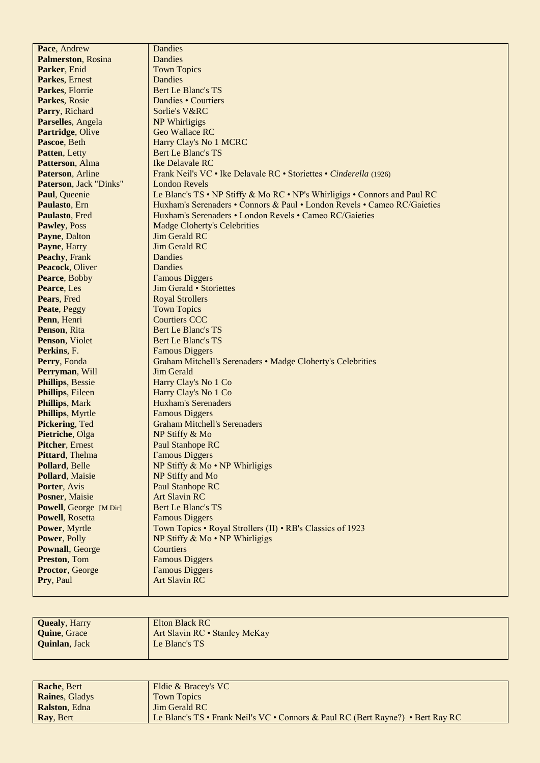| | |
|---|---|
| **Pace**, Andrew | Dandies |
| **Palmerston**, Rosina | Dandies |
| **Parker**, Enid | Town Topics |
| **Parkes**, Ernest | Dandies |
| **Parkes**, Florrie | Bert Le Blanc's TS |
| **Parkes**, Rosie | Dandies • Courtiers |
| **Parry**, Richard | Sorlie's V&RC |
| **Parselles**, Angela | NP Whirligigs |
| **Partridge**, Olive | Geo Wallace RC |
| **Pascoe**, Beth | Harry Clay's No 1 MCRC |
| **Patten**, Letty | Bert Le Blanc's TS |
| **Patterson**, Alma | Ike Delavale RC |
| **Paterson**, Arline | Frank Neil's VC • Ike Delavale RC • Storiettes • *Cinderella* (1926) |
| **Paterson**, Jack "Dinks" | London Revels |
| **Paul**, Queenie | Le Blanc's TS • NP Stiffy & Mo RC • NP's Whirligigs • Connors and Paul RC |
| **Paulasto**, Ern | Huxham's Serenaders • Connors & Paul • London Revels • Cameo RC/Gaieties |
| **Paulasto**, Fred | Huxham's Serenaders • London Revels • Cameo RC/Gaieties |
| **Pawley**, Poss | Madge Cloherty's Celebrities |
| **Payne**, Dalton | Jim Gerald RC |
| **Payne**, Harry | Jim Gerald RC |
| **Peachy**, Frank | Dandies |
| **Peacock**, Oliver | Dandies |
| **Pearce**, Bobby | Famous Diggers |
| **Pearce**, Les | Jim Gerald • Storiettes |
| **Pears**, Fred | Royal Strollers |
| **Peate**, Peggy | Town Topics |
| **Penn**, Henri | Courtiers CCC |
| **Penson**, Rita | Bert Le Blanc's TS |
| **Penson**, Violet | Bert Le Blanc's TS |
| **Perkins**, F. | Famous Diggers |
| **Perry**, Fonda | Graham Mitchell's Serenaders • Madge Cloherty's Celebrities |
| **Perryman**, Will | Jim Gerald |
| **Phillips**, Bessie | Harry Clay's No 1 Co |
| **Phillips**, Eileen | Harry Clay's No 1 Co |
| **Phillips**, Mark | Huxham's Serenaders |
| **Phillips**, Myrtle | Famous Diggers |
| **Pickering**, Ted | Graham Mitchell's Serenaders |
| **Pietriche**, Olga | NP Stiffy & Mo |
| **Pitcher**, Ernest | Paul Stanhope RC |
| **Pittard**, Thelma | Famous Diggers |
| **Pollard**, Belle | NP Stiffy & Mo • NP Whirligigs |
| **Pollard**, Maisie | NP Stiffy and Mo |
| **Porter**, Avis | Paul Stanhope RC |
| **Posner**, Maisie | Art Slavin RC |
| **Powell**, George [M Dir] | Bert Le Blanc's TS |
| **Powell**, Rosetta | Famous Diggers |
| **Power**, Myrtle | Town Topics • Royal Strollers (II) • RB's Classics of 1923 |
| **Power**, Polly | NP Stiffy & Mo • NP Whirligigs |
| **Pownall**, George | Courtiers |
| **Preston**, Tom | Famous Diggers |
| **Proctor**, George | Famous Diggers |
| **Pry**, Paul | Art Slavin RC |

| | |
|---|---|
| **Quealy**, Harry | Elton Black RC |
| **Quine**, Grace | Art Slavin RC • Stanley McKay |
| **Quinlan**, Jack | Le Blanc's TS |

| | |
|---|---|
| **Rache**, Bert | Eldie & Bracey's VC |
| **Raines**, Gladys | Town Topics |
| **Ralston**, Edna | Jim Gerald RC |
| **Ray**, Bert | Le Blanc's TS • Frank Neil's VC • Connors & Paul RC (Bert Rayne?) • Bert Ray RC |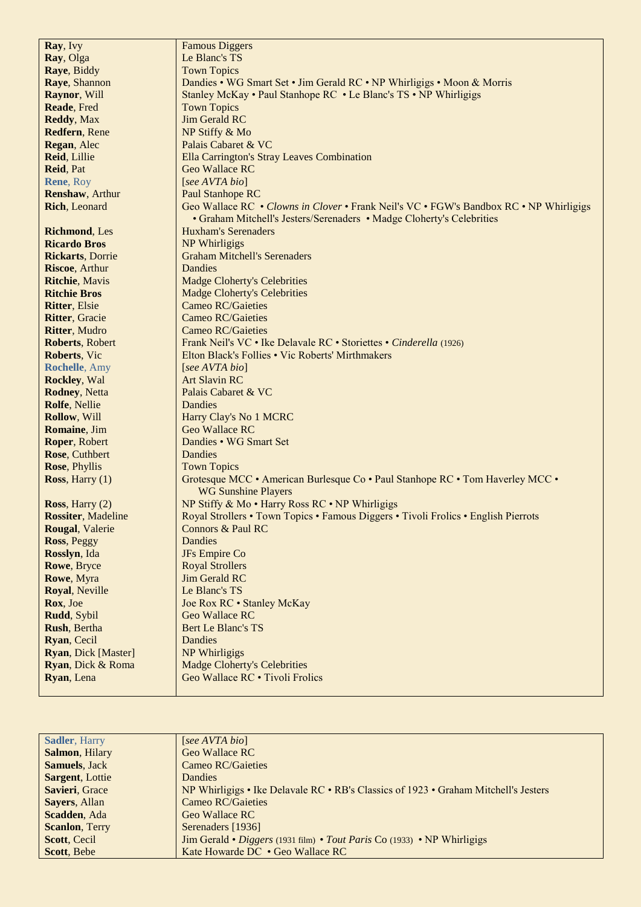| | |
|---|---|
| **Ray**, Ivy | Famous Diggers |
| **Ray**, Olga | Le Blanc's TS |
| **Raye**, Biddy | Town Topics |
| **Raye**, Shannon | Dandies • WG Smart Set • Jim Gerald RC • NP Whirligigs • Moon & Morris |
| **Raynor**, Will | Stanley McKay • Paul Stanhope RC • Le Blanc's TS • NP Whirligigs |
| **Reade**, Fred | Town Topics |
| **Reddy**, Max | Jim Gerald RC |
| **Redfern**, Rene | NP Stiffy & Mo |
| **Regan**, Alec | Palais Cabaret & VC |
| **Reid**, Lillie | Ella Carrington's Stray Leaves Combination |
| **Reid**, Pat | Geo Wallace RC |
| **Rene**, Roy | [*see AVTA bio*] |
| **Renshaw**, Arthur | Paul Stanhope RC |
| **Rich**, Leonard | Geo Wallace RC • *Clowns in Clover* • Frank Neil's VC • FGW's Bandbox RC • NP Whirligigs • Graham Mitchell's Jesters/Serenaders • Madge Cloherty's Celebrities |
| **Richmond**, Les | Huxham's Serenaders |
| **Ricardo Bros** | NP Whirligigs |
| **Rickarts**, Dorrie | Graham Mitchell's Serenaders |
| **Riscoe**, Arthur | Dandies |
| **Ritchie**, Mavis | Madge Cloherty's Celebrities |
| **Ritchie Bros** | Madge Cloherty's Celebrities |
| **Ritter**, Elsie | Cameo RC/Gaieties |
| **Ritter**, Gracie | Cameo RC/Gaieties |
| **Ritter**, Mudro | Cameo RC/Gaieties |
| **Roberts**, Robert | Frank Neil's VC • Ike Delavale RC • Storiettes • *Cinderella* (1926) |
| **Roberts**, Vic | Elton Black's Follies • Vic Roberts' Mirthmakers |
| **Rochelle**, Amy | [*see AVTA bio*] |
| **Rockley**, Wal | Art Slavin RC |
| **Rodney**, Netta | Palais Cabaret & VC |
| **Rolfe**, Nellie | Dandies |
| **Rollow**, Will | Harry Clay's No 1 MCRC |
| **Romaine**, Jim | Geo Wallace RC |
| **Roper**, Robert | Dandies • WG Smart Set |
| **Rose**, Cuthbert | Dandies |
| **Rose**, Phyllis | Town Topics |
| **Ross**, Harry (1) | Grotesque MCC • American Burlesque Co • Paul Stanhope RC • Tom Haverley MCC • WG Sunshine Players |
| **Ross**, Harry (2) | NP Stiffy & Mo • Harry Ross RC • NP Whirligigs |
| **Rossiter**, Madeline | Royal Strollers • Town Topics • Famous Diggers • Tivoli Frolics • English Pierrots |
| **Rougal**, Valerie | Connors & Paul RC |
| **Ross**, Peggy | Dandies |
| **Rosslyn**, Ida | JFs Empire Co |
| **Rowe**, Bryce | Royal Strollers |
| **Rowe**, Myra | Jim Gerald RC |
| **Royal**, Neville | Le Blanc's TS |
| **Rox**, Joe | Joe Rox RC • Stanley McKay |
| **Rudd**, Sybil | Geo Wallace RC |
| **Rush**, Bertha | Bert Le Blanc's TS |
| **Ryan**, Cecil | Dandies |
| **Ryan**, Dick [Master] | NP Whirligigs |
| **Ryan**, Dick & Roma | Madge Cloherty's Celebrities |
| **Ryan**, Lena | Geo Wallace RC • Tivoli Frolics |

| | |
|---|---|
| **Sadler**, Harry | [*see AVTA bio*] |
| **Salmon**, Hilary | Geo Wallace RC |
| **Samuels**, Jack | Cameo RC/Gaieties |
| **Sargent**, Lottie | Dandies |
| **Savieri**, Grace | NP Whirligigs • Ike Delavale RC • RB's Classics of 1923 • Graham Mitchell's Jesters |
| **Sayers**, Allan | Cameo RC/Gaieties |
| **Scadden**, Ada | Geo Wallace RC |
| **Scanlon**, Terry | Serenaders [1936] |
| **Scott**, Cecil | Jim Gerald • *Diggers* (1931 film) • *Tout Paris* Co (1933) • NP Whirligigs |
| **Scott**, Bebe | Kate Howarde DC • Geo Wallace RC |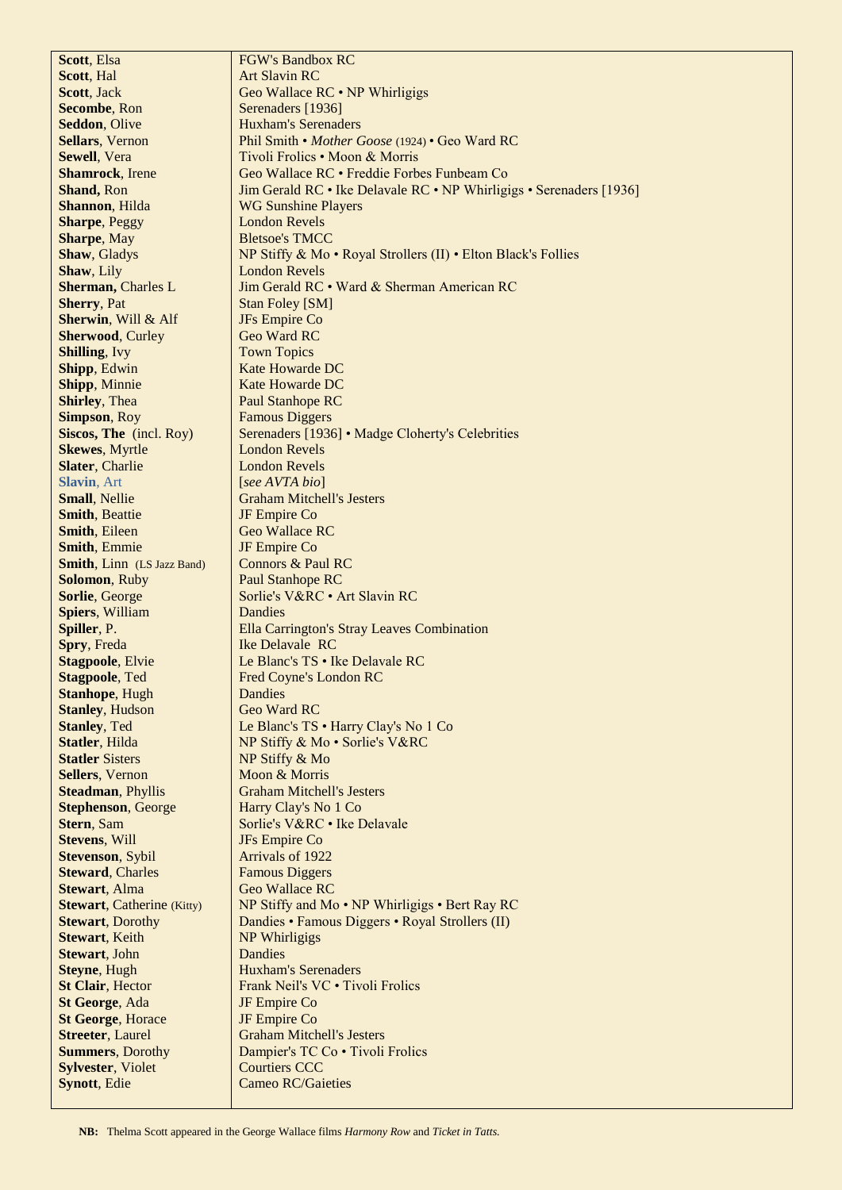| | |
|---|---|
| **Scott**, Elsa | FGW's Bandbox RC |
| **Scott**, Hal | Art Slavin RC |
| **Scott**, Jack | Geo Wallace RC • NP Whirligigs |
| **Secombe**, Ron | Serenaders [1936] |
| **Seddon**, Olive | Huxham's Serenaders |
| **Sellars**, Vernon | Phil Smith • *Mother Goose* (1924) • Geo Ward RC |
| **Sewell**, Vera | Tivoli Frolics • Moon & Morris |
| **Shamrock**, Irene | Geo Wallace RC • Freddie Forbes Funbeam Co |
| **Shand,** Ron | Jim Gerald RC • Ike Delavale RC • NP Whirligigs • Serenaders [1936] |
| **Shannon**, Hilda | WG Sunshine Players |
| **Sharpe**, Peggy | London Revels |
| **Sharpe**, May | Bletsoe's TMCC |
| **Shaw**, Gladys | NP Stiffy & Mo • Royal Strollers (II) • Elton Black's Follies |
| **Shaw**, Lily | London Revels |
| **Sherman,** Charles L | Jim Gerald RC • Ward & Sherman American RC |
| **Sherry**, Pat | Stan Foley [SM] |
| **Sherwin**, Will & Alf | JFs Empire Co |
| **Sherwood**, Curley | Geo Ward RC |
| **Shilling**, Ivy | Town Topics |
| **Shipp**, Edwin | Kate Howarde DC |
| **Shipp**, Minnie | Kate Howarde DC |
| **Shirley**, Thea | Paul Stanhope RC |
| **Simpson**, Roy | Famous Diggers |
| **Siscos, The** (incl. Roy) | Serenaders [1936] • Madge Cloherty's Celebrities |
| **Skewes**, Myrtle | London Revels |
| **Slater**, Charlie | London Revels |
| **Slavin**, Art | [*see AVTA bio*] |
| **Small**, Nellie | Graham Mitchell's Jesters |
| **Smith**, Beattie | JF Empire Co |
| **Smith**, Eileen | Geo Wallace RC |
| **Smith**, Emmie | JF Empire Co |
| **Smith**, Linn (LS Jazz Band) | Connors & Paul RC |
| **Solomon**, Ruby | Paul Stanhope RC |
| **Sorlie**, George | Sorlie's V&RC • Art Slavin RC |
| **Spiers**, William | Dandies |
| **Spiller**, P. | Ella Carrington's Stray Leaves Combination |
| **Spry**, Freda | Ike Delavale RC |
| **Stagpoole**, Elvie | Le Blanc's TS • Ike Delavale RC |
| **Stagpoole**, Ted | Fred Coyne's London RC |
| **Stanhope**, Hugh | Dandies |
| **Stanley**, Hudson | Geo Ward RC |
| **Stanley**, Ted | Le Blanc's TS • Harry Clay's No 1 Co |
| **Statler**, Hilda | NP Stiffy & Mo • Sorlie's V&RC |
| **Statler** Sisters | NP Stiffy & Mo |
| **Sellers**, Vernon | Moon & Morris |
| **Steadman**, Phyllis | Graham Mitchell's Jesters |
| **Stephenson**, George | Harry Clay's No 1 Co |
| **Stern**, Sam | Sorlie's V&RC • Ike Delavale |
| **Stevens**, Will | JFs Empire Co |
| **Stevenson**, Sybil | Arrivals of 1922 |
| **Steward**, Charles | Famous Diggers |
| **Stewart**, Alma | Geo Wallace RC |
| **Stewart**, Catherine (Kitty) | NP Stiffy and Mo • NP Whirligigs • Bert Ray RC |
| **Stewart**, Dorothy | Dandies • Famous Diggers • Royal Strollers (II) |
| **Stewart**, Keith | NP Whirligigs |
| **Stewart**, John | Dandies |
| **Steyne**, Hugh | Huxham's Serenaders |
| **St Clair**, Hector | Frank Neil's VC • Tivoli Frolics |
| **St George**, Ada | JF Empire Co |
| **St George**, Horace | JF Empire Co |
| **Streeter**, Laurel | Graham Mitchell's Jesters |
| **Summers**, Dorothy | Dampier's TC Co • Tivoli Frolics |
| **Sylvester**, Violet | Courtiers CCC |
| **Synott**, Edie | Cameo RC/Gaieties |

**NB:** Thelma Scott appeared in the George Wallace films *Harmony Row* and *Ticket in Tatts.*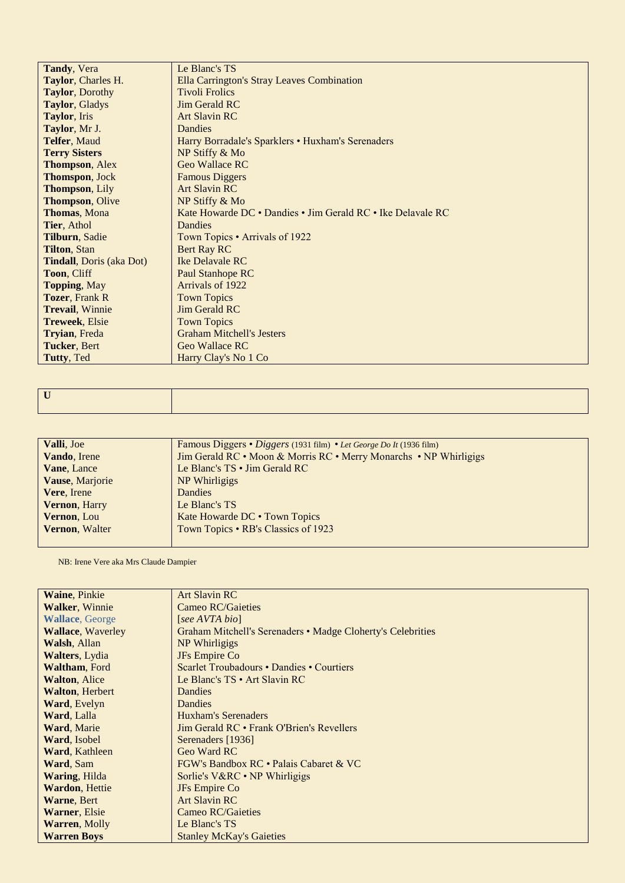| | |
|---|---|
| **Tandy**, Vera | Le Blanc's TS |
| **Taylor**, Charles H. | Ella Carrington's Stray Leaves Combination |
| **Taylor**, Dorothy | Tivoli Frolics |
| **Taylor**, Gladys | Jim Gerald RC |
| **Taylor**, Iris | Art Slavin RC |
| **Taylor**, Mr J. | Dandies |
| **Telfer**, Maud | Harry Borradale's Sparklers • Huxham's Serenaders |
| **Terry Sisters** | NP Stiffy & Mo |
| **Thompson**, Alex | Geo Wallace RC |
| **Thomspon**, Jock | Famous Diggers |
| **Thompson**, Lily | Art Slavin RC |
| **Thompson**, Olive | NP Stiffy & Mo |
| **Thomas**, Mona | Kate Howarde DC • Dandies • Jim Gerald RC • Ike Delavale RC |
| **Tier**, Athol | Dandies |
| **Tilburn**, Sadie | Town Topics • Arrivals of 1922 |
| **Tilton**, Stan | Bert Ray RC |
| **Tindall**, Doris (aka Dot) | Ike Delavale RC |
| **Toon**, Cliff | Paul Stanhope RC |
| **Topping**, May | Arrivals of 1922 |
| **Tozer**, Frank R | Town Topics |
| **Trevail**, Winnie | Jim Gerald RC |
| **Treweek**, Elsie | Town Topics |
| **Tryian**, Freda | Graham Mitchell's Jesters |
| **Tucker**, Bert | Geo Wallace RC |
| **Tutty**, Ted | Harry Clay's No 1 Co |

| | |
|---|---|
| **U** | |

| | |
|---|---|
| **Valli**, Joe | Famous Diggers • *Diggers* (1931 film) • *Let George Do It* (1936 film) |
| **Vando**, Irene | Jim Gerald RC • Moon & Morris RC • Merry Monarchs • NP Whirligigs |
| **Vane**, Lance | Le Blanc's TS • Jim Gerald RC |
| **Vause**, Marjorie | NP Whirligigs |
| **Vere**, Irene | Dandies |
| **Vernon**, Harry | Le Blanc's TS |
| **Vernon**, Lou | Kate Howarde DC • Town Topics |
| **Vernon**, Walter | Town Topics • RB's Classics of 1923 |

NB: Irene Vere aka Mrs Claude Dampier

| | |
|---|---|
| **Waine**, Pinkie | Art Slavin RC |
| **Walker**, Winnie | Cameo RC/Gaieties |
| **Wallace**, George | [*see AVTA bio*] |
| **Wallace**, Waverley | Graham Mitchell's Serenaders • Madge Cloherty's Celebrities |
| **Walsh**, Allan | NP Whirligigs |
| **Walters**, Lydia | JFs Empire Co |
| **Waltham**, Ford | Scarlet Troubadours • Dandies • Courtiers |
| **Walton**, Alice | Le Blanc's TS • Art Slavin RC |
| **Walton**, Herbert | Dandies |
| **Ward**, Evelyn | Dandies |
| **Ward**, Lalla | Huxham's Serenaders |
| **Ward**, Marie | Jim Gerald RC • Frank O'Brien's Revellers |
| **Ward**, Isobel | Serenaders [1936] |
| **Ward**, Kathleen | Geo Ward RC |
| **Ward**, Sam | FGW's Bandbox RC • Palais Cabaret & VC |
| **Waring**, Hilda | Sorlie's V&RC • NP Whirligigs |
| **Wardon**, Hettie | JFs Empire Co |
| **Warne**, Bert | Art Slavin RC |
| **Warner**, Elsie | Cameo RC/Gaieties |
| **Warren**, Molly | Le Blanc's TS |
| **Warren Boys** | Stanley McKay's Gaieties |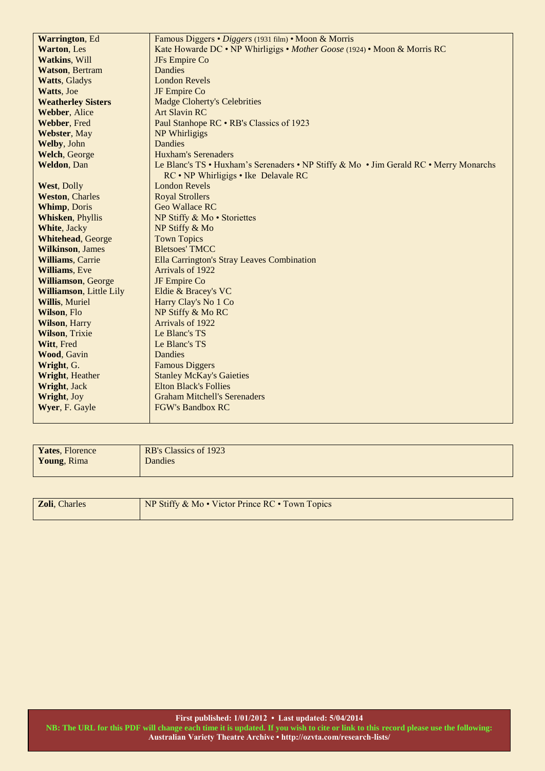| | |
|---|---|
| **Warrington**, Ed | Famous Diggers • *Diggers* (1931 film) • Moon & Morris |
| **Warton**, Les | Kate Howarde DC • NP Whirligigs • *Mother Goose* (1924) • Moon & Morris RC |
| **Watkins**, Will | JFs Empire Co |
| **Watson**, Bertram | Dandies |
| **Watts**, Gladys | London Revels |
| **Watts**, Joe | JF Empire Co |
| **Weatherley Sisters** | Madge Cloherty's Celebrities |
| **Webber**, Alice | Art Slavin RC |
| **Webber**, Fred | Paul Stanhope RC • RB's Classics of 1923 |
| **Webster**, May | NP Whirligigs |
| **Welby**, John | Dandies |
| **Welch**, George | Huxham's Serenaders |
| **Weldon**, Dan | Le Blanc's TS • Huxham's Serenaders • NP Stiffy & Mo • Jim Gerald RC • Merry Monarchs RC • NP Whirligigs • Ike Delavale RC |
| **West**, Dolly | London Revels |
| **Weston**, Charles | Royal Strollers |
| **Whimp**, Doris | Geo Wallace RC |
| **Whisken**, Phyllis | NP Stiffy & Mo • Storiettes |
| **White**, Jacky | NP Stiffy & Mo |
| **Whitehead**, George | Town Topics |
| **Wilkinson**, James | Bletsoes' TMCC |
| **Williams**, Carrie | Ella Carrington's Stray Leaves Combination |
| **Williams**, Eve | Arrivals of 1922 |
| **Williamson**, George | JF Empire Co |
| **Williamson**, Little Lily | Eldie & Bracey's VC |
| **Willis**, Muriel | Harry Clay's No 1 Co |
| **Wilson**, Flo | NP Stiffy & Mo RC |
| **Wilson**, Harry | Arrivals of 1922 |
| **Wilson**, Trixie | Le Blanc's TS |
| **Witt**, Fred | Le Blanc's TS |
| **Wood**, Gavin | Dandies |
| **Wright**, G. | Famous Diggers |
| **Wright**, Heather | Stanley McKay's Gaieties |
| **Wright**, Jack | Elton Black's Follies |
| **Wright**, Joy | Graham Mitchell's Serenaders |
| **Wyer**, F. Gayle | FGW's Bandbox RC |

| | |
|---|---|
| **Yates**, Florence | RB's Classics of 1923 |
| **Young**, Rima | Dandies |

| | |
|---|---|
| **Zoli**, Charles | NP Stiffy & Mo • Victor Prince RC • Town Topics |

**First published: 1/01/2012 • Last updated: 5/04/2014**

**NB: The URL for this PDF will change each time it is updated. If you wish to cite or link to this record please use the following:**
**Australian Variety Theatre Archive • http://ozvta.com/research-lists/**